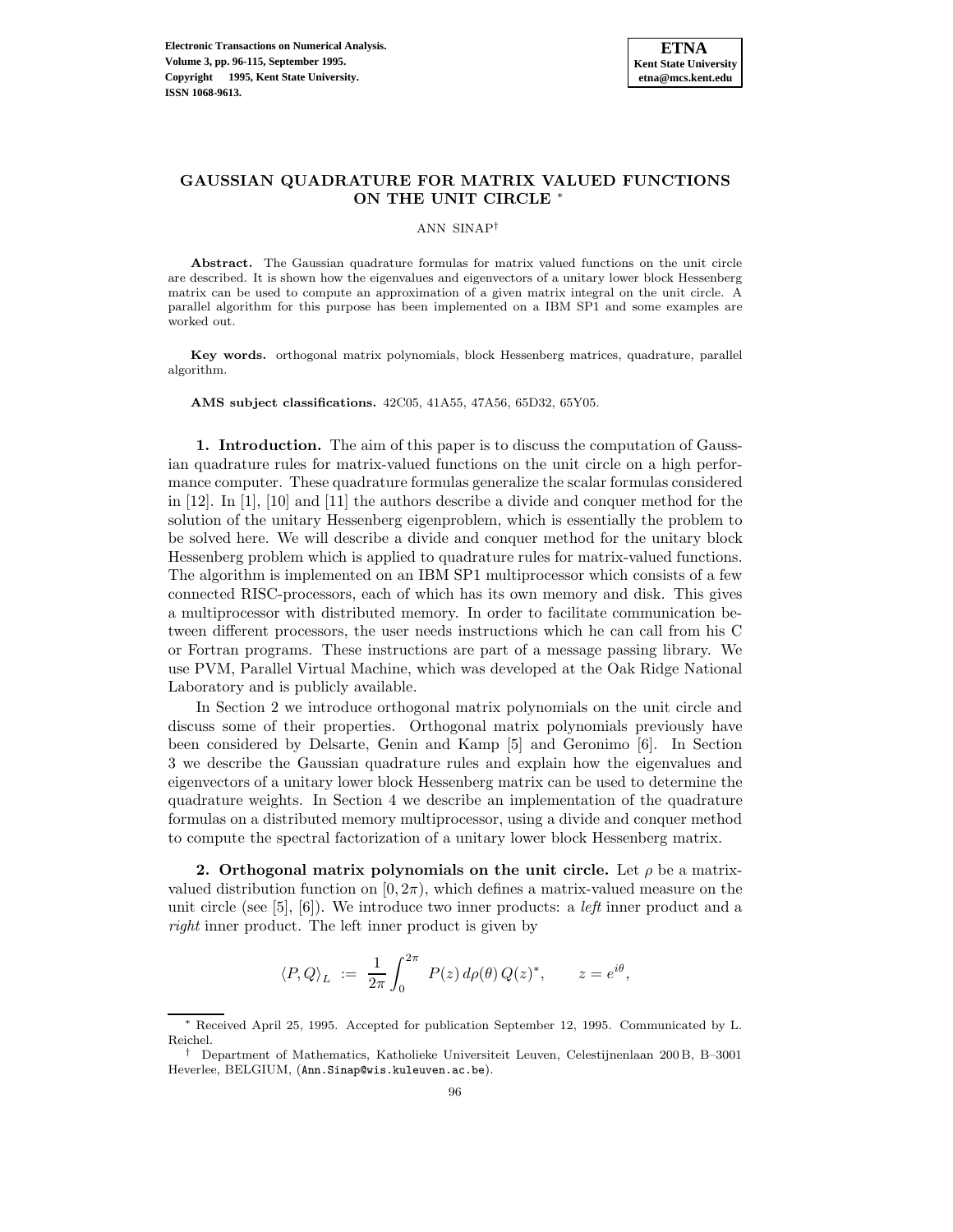Electronic Transactions on Numerical Analysis.
Volume 3, pp. 96-115, September 1995.
Copyright © 1995, Kent State University.
ISSN 1068-9613.

ETNA
Kent State University
etna@mcs.kent.edu

# GAUSSIAN QUADRATURE FOR MATRIX VALUED FUNCTIONS ON THE UNIT CIRCLE *

ANN SINAP†

**Abstract.** The Gaussian quadrature formulas for matrix valued functions on the unit circle are described. It is shown how the eigenvalues and eigenvectors of a unitary lower block Hessenberg matrix can be used to compute an approximation of a given matrix integral on the unit circle. A parallel algorithm for this purpose has been implemented on a IBM SP1 and some examples are worked out.

**Key words.** orthogonal matrix polynomials, block Hessenberg matrices, quadrature, parallel algorithm.

**AMS subject classifications.** 42C05, 41A55, 47A56, 65D32, 65Y05.

## 1. Introduction.

The aim of this paper is to discuss the computation of Gaussian quadrature rules for matrix-valued functions on the unit circle on a high performance computer. These quadrature formulas generalize the scalar formulas considered in [12]. In [1], [10] and [11] the authors describe a divide and conquer method for the solution of the unitary Hessenberg eigenproblem, which is essentially the problem to be solved here. We will describe a divide and conquer method for the unitary block Hessenberg problem which is applied to quadrature rules for matrix-valued functions. The algorithm is implemented on an IBM SP1 multiprocessor which consists of a few connected RISC-processors, each of which has its own memory and disk. This gives a multiprocessor with distributed memory. In order to facilitate communication between different processors, the user needs instructions which he can call from his C or Fortran programs. These instructions are part of a message passing library. We use PVM, Parallel Virtual Machine, which was developed at the Oak Ridge National Laboratory and is publicly available.

In Section 2 we introduce orthogonal matrix polynomials on the unit circle and discuss some of their properties. Orthogonal matrix polynomials previously have been considered by Delsarte, Genin and Kamp [5] and Geronimo [6]. In Section 3 we describe the Gaussian quadrature rules and explain how the eigenvalues and eigenvectors of a unitary lower block Hessenberg matrix can be used to determine the quadrature weights. In Section 4 we describe an implementation of the quadrature formulas on a distributed memory multiprocessor, using a divide and conquer method to compute the spectral factorization of a unitary lower block Hessenberg matrix.

## 2. Orthogonal matrix polynomials on the unit circle.

Let $\rho$ be a matrix-valued distribution function on $[0, 2\pi)$, which defines a matrix-valued measure on the unit circle (see [5], [6]). We introduce two inner products: a *left* inner product and a *right* inner product. The left inner product is given by

$$\langle P, Q \rangle_L \;:=\; \frac{1}{2\pi} \int_0^{2\pi} \; P(z)\, d\rho(\theta)\, Q(z)^*, \qquad z = e^{i\theta},$$

* Received April 25, 1995. Accepted for publication September 12, 1995. Communicated by L. Reichel.

† Department of Mathematics, Katholieke Universiteit Leuven, Celestijnenlaan 200 B, B–3001 Heverlee, BELGIUM, (Ann.Sinap@wis.kuleuven.ac.be).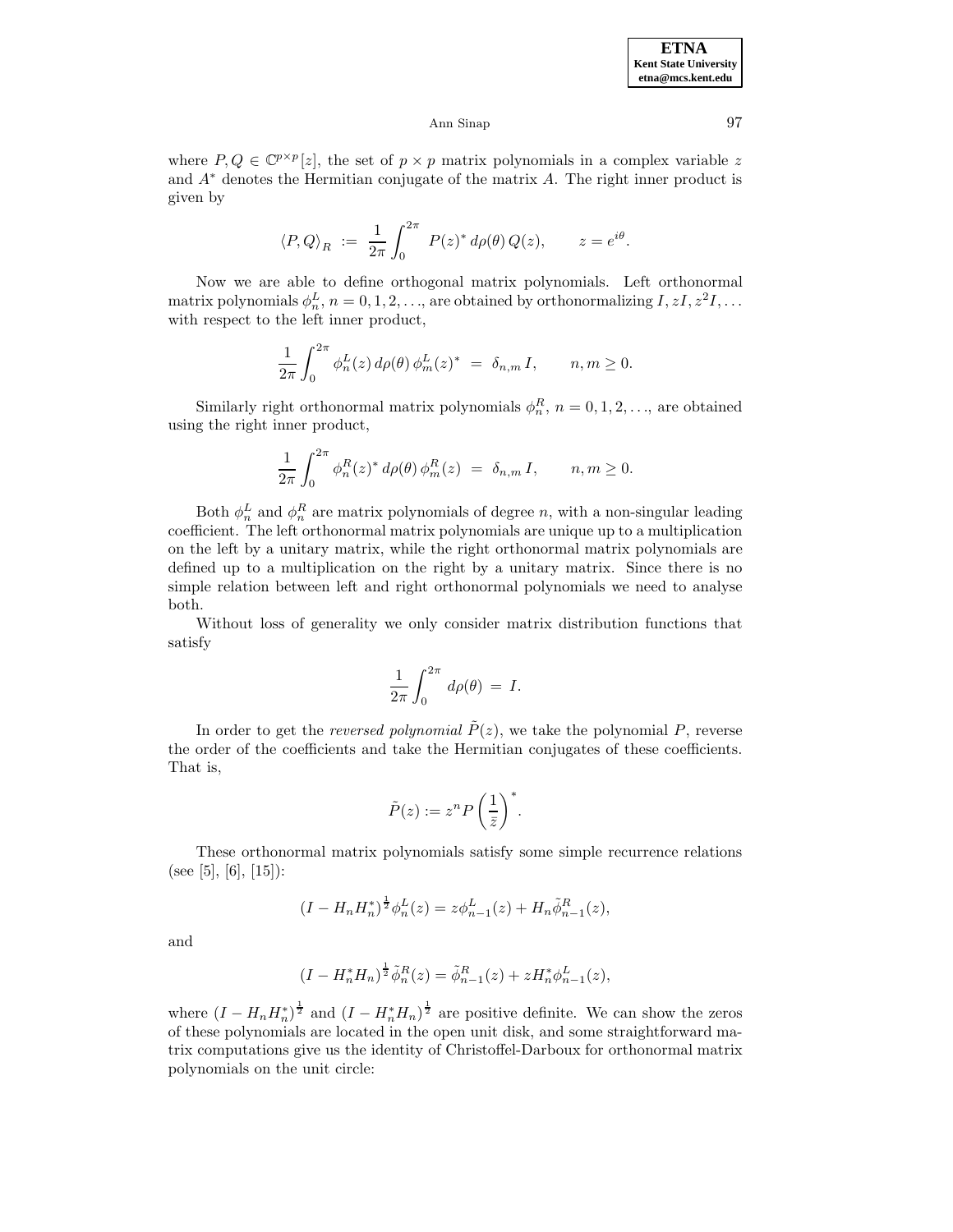where $P, Q \in \mathbb{C}^{p\times p}[z]$, the set of $p \times p$ matrix polynomials in a complex variable $z$ and $A^*$ denotes the Hermitian conjugate of the matrix $A$. The right inner product is given by

$$\langle P, Q \rangle_R \ := \ \frac{1}{2\pi}\int_0^{2\pi} \ P(z)^* \, d\rho(\theta)\, Q(z), \qquad z = e^{i\theta}.$$

Now we are able to define orthogonal matrix polynomials. Left orthonormal matrix polynomials $\phi_n^L$, $n = 0, 1, 2, \ldots$, are obtained by orthonormalizing $I, zI, z^2I, \ldots$ with respect to the left inner product,

$$\frac{1}{2\pi}\int_0^{2\pi} \phi_n^L(z)\, d\rho(\theta)\, \phi_m^L(z)^* \ = \ \delta_{n,m}\, I, \qquad n, m \geq 0.$$

Similarly right orthonormal matrix polynomials $\phi_n^R$, $n = 0, 1, 2, \ldots$, are obtained using the right inner product,

$$\frac{1}{2\pi}\int_0^{2\pi} \phi_n^R(z)^*\, d\rho(\theta)\, \phi_m^R(z) \ = \ \delta_{n,m}\, I, \qquad n, m \geq 0.$$

Both $\phi_n^L$ and $\phi_n^R$ are matrix polynomials of degree $n$, with a non-singular leading coefficient. The left orthonormal matrix polynomials are unique up to a multiplication on the left by a unitary matrix, while the right orthonormal matrix polynomials are defined up to a multiplication on the right by a unitary matrix. Since there is no simple relation between left and right orthonormal polynomials we need to analyse both.

Without loss of generality we only consider matrix distribution functions that satisfy

$$\frac{1}{2\pi}\int_0^{2\pi} \ d\rho(\theta) \ = \ I.$$

In order to get the *reversed polynomial* $\tilde{P}(z)$, we take the polynomial $P$, reverse the order of the coefficients and take the Hermitian conjugates of these coefficients. That is,

$$\tilde{P}(z) := z^n P\left(\frac{1}{\bar{z}}\right)^*.$$

These orthonormal matrix polynomials satisfy some simple recurrence relations (see [5], [6], [15]):

$$(I - H_n H_n^*)^{\frac{1}{2}} \phi_n^L(z) = z\phi_{n-1}^L(z) + H_n \tilde{\phi}_{n-1}^R(z),$$

and

$$(I - H_n^* H_n)^{\frac{1}{2}} \tilde{\phi}_n^R(z) = \tilde{\phi}_{n-1}^R(z) + z H_n^* \phi_{n-1}^L(z),$$

where $(I - H_n H_n^*)^{\frac{1}{2}}$ and $(I - H_n^* H_n)^{\frac{1}{2}}$ are positive definite. We can show the zeros of these polynomials are located in the open unit disk, and some straightforward matrix computations give us the identity of Christoffel-Darboux for orthonormal matrix polynomials on the unit circle: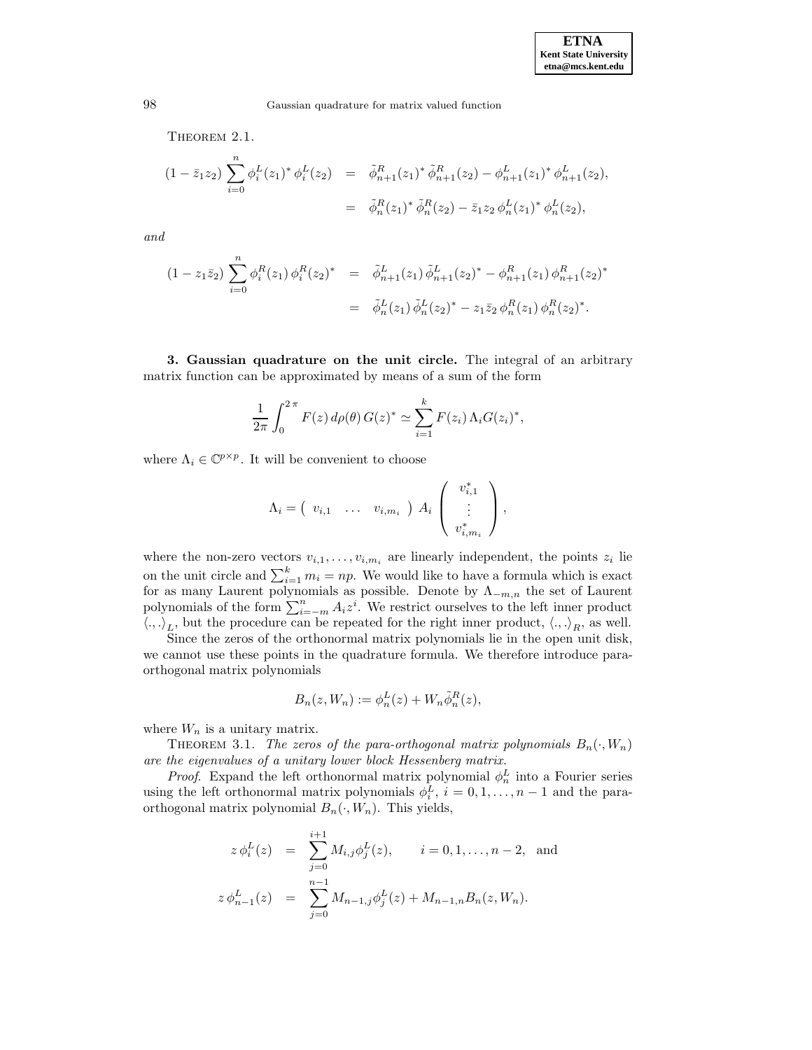THEOREM 2.1.

$$
\begin{aligned}
(1-\bar{z}_1 z_2)\sum_{i=0}^{n}\phi_i^L(z_1)^*\,\phi_i^L(z_2) &= \tilde{\phi}_{n+1}^R(z_1)^*\,\tilde{\phi}_{n+1}^R(z_2)-\phi_{n+1}^L(z_1)^*\,\phi_{n+1}^L(z_2),\\
&= \tilde{\phi}_{n}^R(z_1)^*\,\tilde{\phi}_{n}^R(z_2)-\bar{z}_1 z_2\,\phi_{n}^L(z_1)^*\,\phi_{n}^L(z_2),
\end{aligned}
$$

*and*

$$
\begin{aligned}
(1-z_1\bar{z}_2)\sum_{i=0}^{n}\phi_i^R(z_1)\,\phi_i^R(z_2)^* &= \tilde{\phi}_{n+1}^L(z_1)\,\tilde{\phi}_{n+1}^L(z_2)^*-\phi_{n+1}^R(z_1)\,\phi_{n+1}^R(z_2)^*\\
&= \tilde{\phi}_{n}^L(z_1)\,\tilde{\phi}_{n}^L(z_2)^*-z_1\bar{z}_2\,\phi_{n}^R(z_1)\,\phi_{n}^R(z_2)^*.
\end{aligned}
$$

**3. Gaussian quadrature on the unit circle.** The integral of an arbitrary matrix function can be approximated by means of a sum of the form

$$
\frac{1}{2\pi}\int_0^{2\pi}F(z)\,d\rho(\theta)\,G(z)^*\simeq\sum_{i=1}^{k}F(z_i)\,\Lambda_i G(z_i)^*,
$$

where $\Lambda_i\in\mathbb{C}^{p\times p}$. It will be convenient to choose

$$
\Lambda_i=\begin{pmatrix} v_{i,1} & \dots & v_{i,m_i}\end{pmatrix}\,A_i\begin{pmatrix} v_{i,1}^*\\ \vdots \\ v_{i,m_i}^*\end{pmatrix},
$$

where the non-zero vectors $v_{i,1},\dots,v_{i,m_i}$ are linearly independent, the points $z_i$ lie on the unit circle and $\sum_{i=1}^{k}m_i=np$. We would like to have a formula which is exact for as many Laurent polynomials as possible. Denote by $\Lambda_{-m,n}$ the set of Laurent polynomials of the form $\sum_{i=-m}^{n}A_iz^i$. We restrict ourselves to the left inner product $\langle .,.\rangle_L$, but the procedure can be repeated for the right inner product, $\langle .,.\rangle_R$, as well.

Since the zeros of the orthonormal matrix polynomials lie in the open unit disk, we cannot use these points in the quadrature formula. We therefore introduce para-orthogonal matrix polynomials

$$
B_n(z,W_n):=\phi_n^L(z)+W_n\tilde{\phi}_n^R(z),
$$

where $W_n$ is a unitary matrix.

THEOREM 3.1. *The zeros of the para-orthogonal matrix polynomials $B_n(\cdot,W_n)$ are the eigenvalues of a unitary lower block Hessenberg matrix.*

*Proof*. Expand the left orthonormal matrix polynomial $\phi_n^L$ into a Fourier series using the left orthonormal matrix polynomials $\phi_i^L$, $i=0,1,\dots,n-1$ and the para-orthogonal matrix polynomial $B_n(\cdot,W_n)$. This yields,

$$
\begin{aligned}
z\,\phi_i^L(z) &= \sum_{j=0}^{i+1}M_{i,j}\phi_j^L(z),\qquad i=0,1,\dots,n-2,\ \text{ and}\\
z\,\phi_{n-1}^L(z) &= \sum_{j=0}^{n-1}M_{n-1,j}\phi_j^L(z)+M_{n-1,n}B_n(z,W_n).
\end{aligned}
$$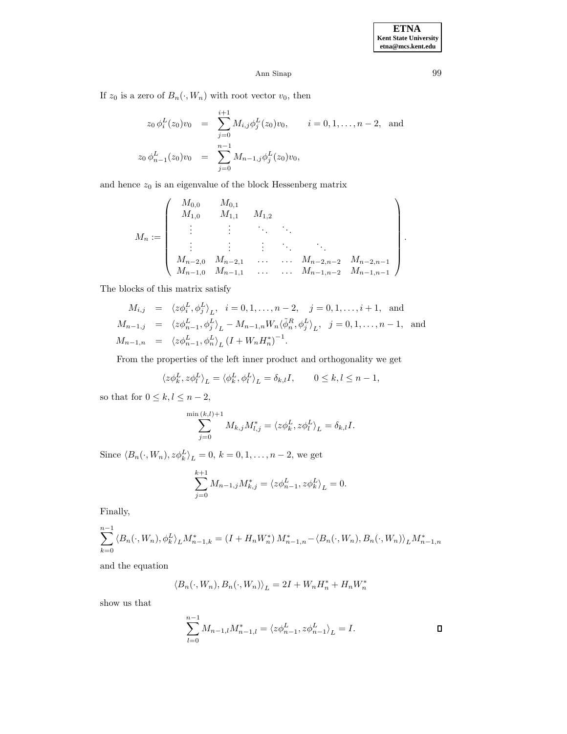If $z_0$ is a zero of $B_n(\cdot, W_n)$ with root vector $v_0$, then

$$
\begin{aligned}
z_0\, \phi_i^L(z_0) v_0 &= \sum_{j=0}^{i+1} M_{i,j} \phi_j^L(z_0) v_0, \qquad i = 0, 1, \ldots, n-2, \quad \text{and} \\
z_0\, \phi_{n-1}^L(z_0) v_0 &= \sum_{j=0}^{n-1} M_{n-1,j} \phi_j^L(z_0) v_0,
\end{aligned}
$$

and hence $z_0$ is an eigenvalue of the block Hessenberg matrix

$$
M_n := \begin{pmatrix}
M_{0,0} & M_{0,1} & & & & \\
M_{1,0} & M_{1,1} & M_{1,2} & & & \\
\vdots & \vdots & \ddots & \ddots & & \\
\vdots & \vdots & \vdots & \ddots & \ddots & \\
M_{n-2,0} & M_{n-2,1} & \ldots & \ldots & M_{n-2,n-2} & M_{n-2,n-1} \\
M_{n-1,0} & M_{n-1,1} & \ldots & \ldots & M_{n-1,n-2} & M_{n-1,n-1}
\end{pmatrix}.
$$

The blocks of this matrix satisfy

$$
\begin{aligned}
M_{i,j} &= \langle z\phi_i^L, \phi_j^L \rangle_L, \quad i = 0, 1, \ldots, n-2, \quad j = 0, 1, \ldots, i+1, \quad \text{and} \\
M_{n-1,j} &= \langle z\phi_{n-1}^L, \phi_j^L \rangle_L - M_{n-1,n} W_n \langle \tilde{\phi}_n^R, \phi_j^L \rangle_L, \quad j = 0, 1, \ldots, n-1, \quad \text{and} \\
M_{n-1,n} &= \langle z\phi_{n-1}^L, \phi_n^L \rangle_L \left(I + W_n H_n^*\right)^{-1}.
\end{aligned}
$$

From the properties of the left inner product and orthogonality we get

$$
\langle z\phi_k^L, z\phi_l^L \rangle_L = \langle \phi_k^L, \phi_l^L \rangle_L = \delta_{k,l} I, \qquad 0 \leq k, l \leq n-1,
$$

so that for $0 \leq k, l \leq n-2$,

$$
\sum_{j=0}^{\min(k,l)+1} M_{k,j} M_{l,j}^* = \langle z\phi_k^L, z\phi_l^L \rangle_L = \delta_{k,l} I.
$$

Since $\langle B_n(\cdot, W_n), z\phi_k^L \rangle_L = 0$, $k = 0, 1, \ldots, n-2$, we get

$$
\sum_{j=0}^{k+1} M_{n-1,j} M_{k,j}^* = \langle z\phi_{n-1}^L, z\phi_k^L \rangle_L = 0.
$$

Finally,

$$
\sum_{k=0}^{n-1} \langle B_n(\cdot, W_n), \phi_k^L \rangle_L M_{n-1,k}^* = \left(I + H_n W_n^*\right) M_{n-1,n}^* - \langle B_n(\cdot, W_n), B_n(\cdot, W_n) \rangle_L M_{n-1,n}^*
$$

and the equation

$$
\langle B_n(\cdot, W_n), B_n(\cdot, W_n) \rangle_L = 2I + W_n H_n^* + H_n W_n^*
$$

show us that

$$
\sum_{l=0}^{n-1} M_{n-1,l} M_{n-1,l}^* = \langle z\phi_{n-1}^L, z\phi_{n-1}^L \rangle_L = I. \qquad \square
$$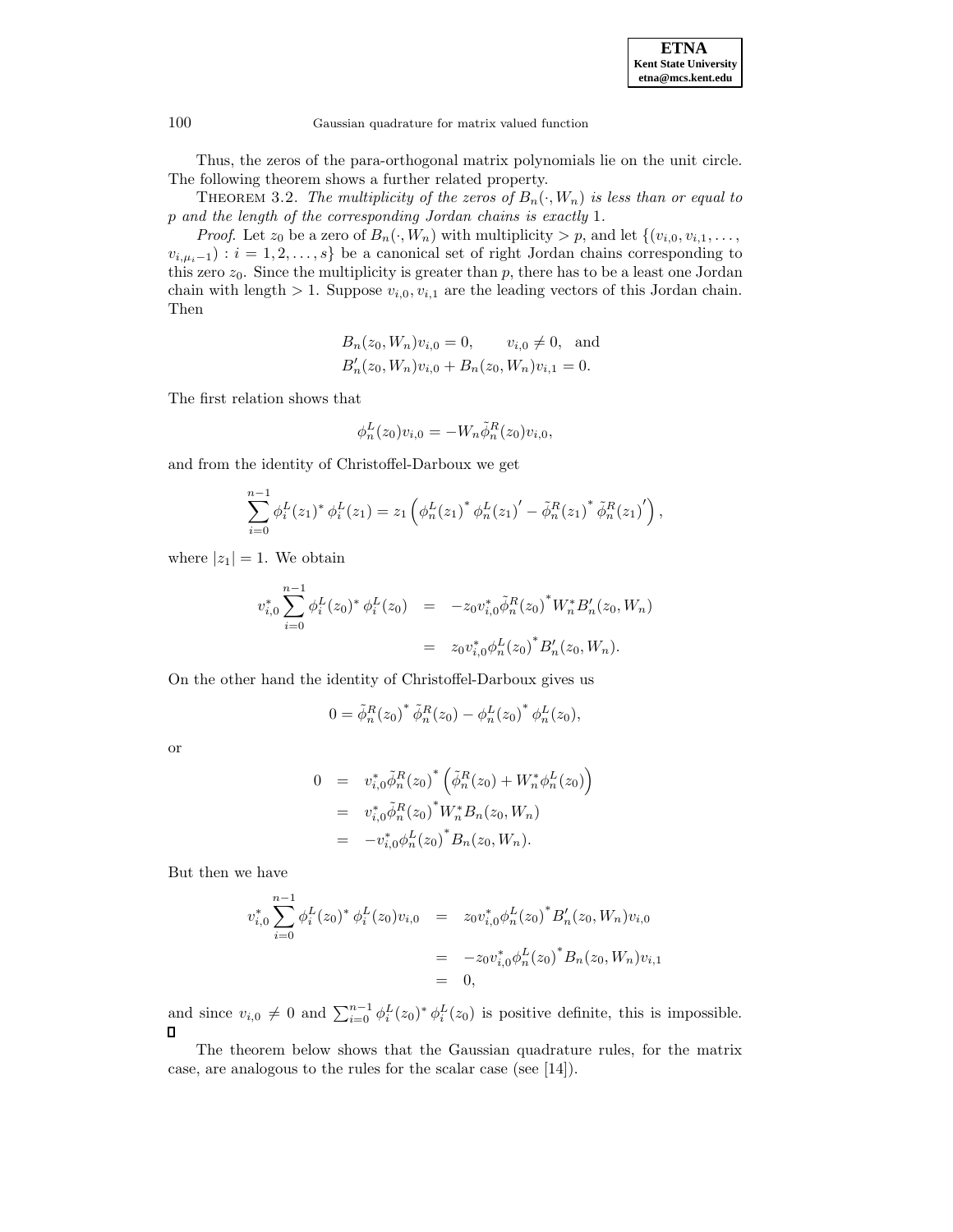Thus, the zeros of the para-orthogonal matrix polynomials lie on the unit circle. The following theorem shows a further related property.

THEOREM 3.2. *The multiplicity of the zeros of $B_n(\cdot, W_n)$ is less than or equal to $p$ and the length of the corresponding Jordan chains is exactly* 1.

*Proof.* Let $z_0$ be a zero of $B_n(\cdot, W_n)$ with multiplicity $> p$, and let $\{(v_{i,0}, v_{i,1}, \ldots, v_{i,\mu_i-1}) : i = 1, 2, \ldots, s\}$ be a canonical set of right Jordan chains corresponding to this zero $z_0$. Since the multiplicity is greater than $p$, there has to be a least one Jordan chain with length $> 1$. Suppose $v_{i,0}, v_{i,1}$ are the leading vectors of this Jordan chain. Then

$$
\begin{aligned}
&B_n(z_0, W_n)v_{i,0} = 0, \qquad v_{i,0} \neq 0, \quad \text{and} \\
&B_n'(z_0, W_n)v_{i,0} + B_n(z_0, W_n)v_{i,1} = 0.
\end{aligned}
$$

The first relation shows that

$$
\phi_n^L(z_0)v_{i,0} = -W_n\tilde{\phi}_n^R(z_0)v_{i,0},
$$

and from the identity of Christoffel-Darboux we get

$$
\sum_{i=0}^{n-1} \phi_i^L(z_1)^* \phi_i^L(z_1) = z_1 \left( \phi_n^L(z_1)^* \phi_n^L(z_1)' - \tilde{\phi}_n^R(z_1)^* \tilde{\phi}_n^R(z_1)' \right),
$$

where $|z_1| = 1$. We obtain

$$
\begin{aligned}
v_{i,0}^* \sum_{i=0}^{n-1} \phi_i^L(z_0)^* \phi_i^L(z_0) &= -z_0 v_{i,0}^* \tilde{\phi}_n^R(z_0)^* W_n^* B_n'(z_0, W_n) \\
&= z_0 v_{i,0}^* \phi_n^L(z_0)^* B_n'(z_0, W_n).
\end{aligned}
$$

On the other hand the identity of Christoffel-Darboux gives us

$$
0 = \tilde{\phi}_n^R(z_0)^* \tilde{\phi}_n^R(z_0) - \phi_n^L(z_0)^* \phi_n^L(z_0),
$$

or

$$
\begin{aligned}
0 &= v_{i,0}^* \tilde{\phi}_n^R(z_0)^* \left( \tilde{\phi}_n^R(z_0) + W_n^* \phi_n^L(z_0) \right) \\
&= v_{i,0}^* \tilde{\phi}_n^R(z_0)^* W_n^* B_n(z_0, W_n) \\
&= -v_{i,0}^* \phi_n^L(z_0)^* B_n(z_0, W_n).
\end{aligned}
$$

But then we have

$$
\begin{aligned}
v_{i,0}^* \sum_{i=0}^{n-1} \phi_i^L(z_0)^* \phi_i^L(z_0)v_{i,0} &= z_0 v_{i,0}^* \phi_n^L(z_0)^* B_n'(z_0, W_n)v_{i,0} \\
&= -z_0 v_{i,0}^* \phi_n^L(z_0)^* B_n(z_0, W_n)v_{i,1} \\
&= 0,
\end{aligned}
$$

and since $v_{i,0} \neq 0$ and $\sum_{i=0}^{n-1} \phi_i^L(z_0)^* \phi_i^L(z_0)$ is positive definite, this is impossible. ∎

The theorem below shows that the Gaussian quadrature rules, for the matrix case, are analogous to the rules for the scalar case (see [14]).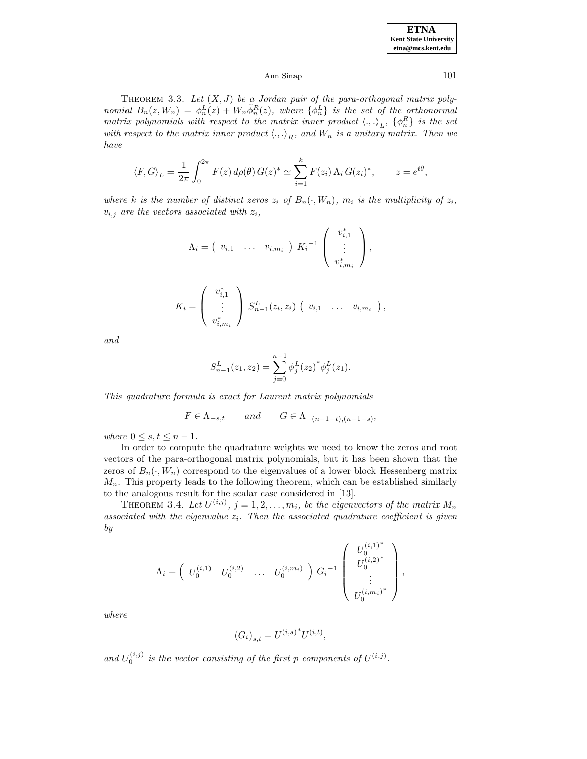THEOREM 3.3. *Let $(X, J)$ be a Jordan pair of the para-orthogonal matrix polynomial $B_n(z, W_n) = \phi_n^L(z) + W_n \tilde{\phi}_n^R(z)$, where $\{\phi_n^L\}$ is the set of the orthonormal matrix polynomials with respect to the matrix inner product $\langle .,. \rangle_L$, $\{\phi_n^R\}$ is the set with respect to the matrix inner product $\langle .,. \rangle_R$, and $W_n$ is a unitary matrix. Then we have*

$$\langle F, G \rangle_L = \frac{1}{2\pi} \int_0^{2\pi} F(z)\, d\rho(\theta)\, G(z)^* \simeq \sum_{i=1}^{k} F(z_i)\, \Lambda_i\, G(z_i)^*, \qquad z = e^{i\theta},$$

*where $k$ is the number of distinct zeros $z_i$ of $B_n(\cdot, W_n)$, $m_i$ is the multiplicity of $z_i$, $v_{i,j}$ are the vectors associated with $z_i$,*

$$\Lambda_i = \begin{pmatrix} v_{i,1} & \dots & v_{i,m_i} \end{pmatrix} {K_i}^{-1} \begin{pmatrix} v_{i,1}^* \\ \vdots \\ v_{i,m_i}^* \end{pmatrix},$$

$$K_i = \begin{pmatrix} v_{i,1}^* \\ \vdots \\ v_{i,m_i}^* \end{pmatrix} S_{n-1}^L(z_i, z_i) \begin{pmatrix} v_{i,1} & \dots & v_{i,m_i} \end{pmatrix},$$

*and*

$$S_{n-1}^L(z_1, z_2) = \sum_{j=0}^{n-1} \phi_j^L(z_2)^* \phi_j^L(z_1).$$

*This quadrature formula is exact for Laurent matrix polynomials*

$$F \in \Lambda_{-s,t} \qquad and \qquad G \in \Lambda_{-(n-1-t),(n-1-s)},$$

*where $0 \leq s, t \leq n-1$.*

In order to compute the quadrature weights we need to know the zeros and root vectors of the para-orthogonal matrix polynomials, but it has been shown that the zeros of $B_n(\cdot, W_n)$ correspond to the eigenvalues of a lower block Hessenberg matrix $M_n$. This property leads to the following theorem, which can be established similarly to the analogous result for the scalar case considered in [13].

THEOREM 3.4. *Let $U^{(i,j)}$, $j = 1, 2, \dots, m_i$, be the eigenvectors of the matrix $M_n$ associated with the eigenvalue $z_i$. Then the associated quadrature coefficient is given by*

$$\Lambda_i = \begin{pmatrix} U_0^{(i,1)} & U_0^{(i,2)} & \dots & U_0^{(i,m_i)} \end{pmatrix} {G_i}^{-1} \begin{pmatrix} {U_0^{(i,1)}}^* \\ {U_0^{(i,2)}}^* \\ \vdots \\ {U_0^{(i,m_i)}}^* \end{pmatrix},$$

*where*

$$(G_i)_{s,t} = {U^{(i,s)}}^* U^{(i,t)},$$

*and $U_0^{(i,j)}$ is the vector consisting of the first $p$ components of $U^{(i,j)}$.*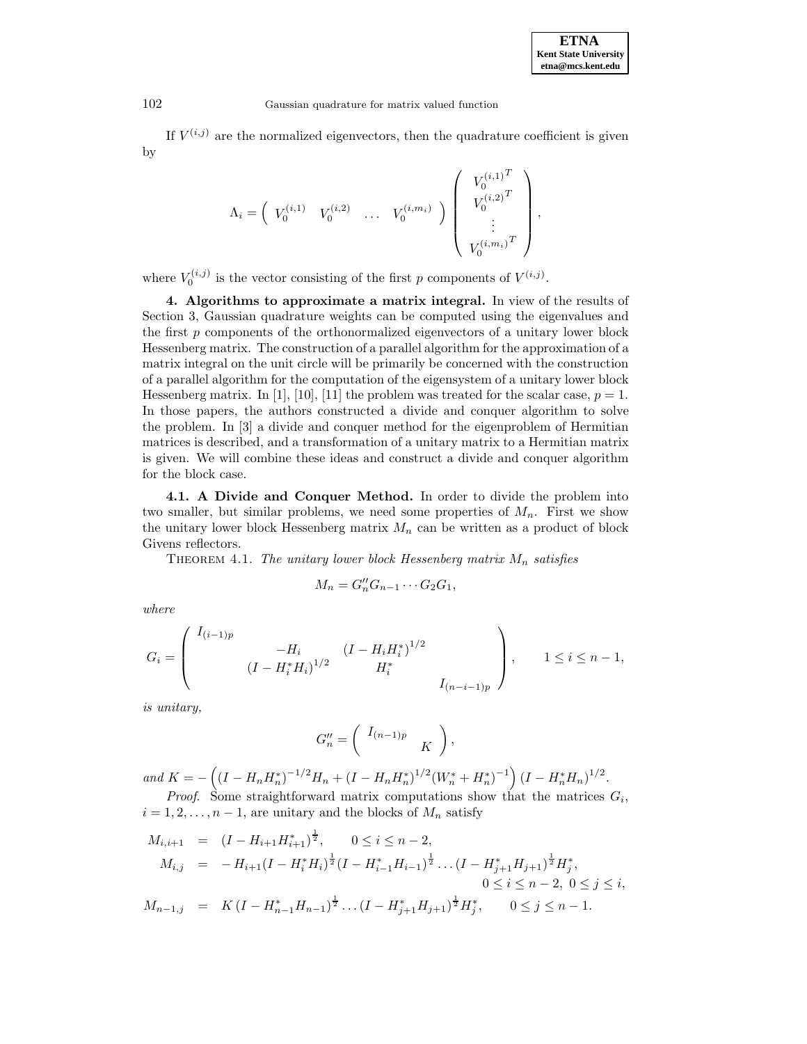If $V^{(i,j)}$ are the normalized eigenvectors, then the quadrature coefficient is given by

$$\Lambda_i = \begin{pmatrix} V_0^{(i,1)} & V_0^{(i,2)} & \dots & V_0^{(i,m_i)} \end{pmatrix} \begin{pmatrix} {V_0^{(i,1)}}^T \\ {V_0^{(i,2)}}^T \\ \vdots \\ {V_0^{(i,m_i)}}^T \end{pmatrix},$$

where $V_0^{(i,j)}$ is the vector consisting of the first $p$ components of $V^{(i,j)}$.

## 4. Algorithms to approximate a matrix integral.

In view of the results of Section 3, Gaussian quadrature weights can be computed using the eigenvalues and the first $p$ components of the orthonormalized eigenvectors of a unitary lower block Hessenberg matrix. The construction of a parallel algorithm for the approximation of a matrix integral on the unit circle will be primarily be concerned with the construction of a parallel algorithm for the computation of the eigensystem of a unitary lower block Hessenberg matrix. In [1], [10], [11] the problem was treated for the scalar case, $p = 1$. In those papers, the authors constructed a divide and conquer algorithm to solve the problem. In [3] a divide and conquer method for the eigenproblem of Hermitian matrices is described, and a transformation of a unitary matrix to a Hermitian matrix is given. We will combine these ideas and construct a divide and conquer algorithm for the block case.

### 4.1. A Divide and Conquer Method.

In order to divide the problem into two smaller, but similar problems, we need some properties of $M_n$. First we show the unitary lower block Hessenberg matrix $M_n$ can be written as a product of block Givens reflectors.

Theorem 4.1. *The unitary lower block Hessenberg matrix $M_n$ satisfies*

$$M_n = G_n'' G_{n-1} \cdots G_2 G_1,$$

*where*

$$G_i = \begin{pmatrix} I_{(i-1)p} & & & \\ & -H_i & (I - H_i H_i^*)^{1/2} & \\ & (I - H_i^* H_i)^{1/2} & H_i^* & \\ & & & I_{(n-i-1)p} \end{pmatrix}, \qquad 1 \le i \le n-1,$$

*is unitary,*

$$G_n'' = \begin{pmatrix} I_{(n-1)p} & \\ & K \end{pmatrix},$$

*and* $K = -\left( (I - H_n H_n^*)^{-1/2} H_n + (I - H_n H_n^*)^{1/2} (W_n^* + H_n^*)^{-1} \right) (I - H_n^* H_n)^{1/2}$.

*Proof.* Some straightforward matrix computations show that the matrices $G_i$, $i = 1, 2, \dots, n-1$, are unitary and the blocks of $M_n$ satisfy

$$\begin{aligned} M_{i,i+1} &= (I - H_{i+1} H_{i+1}^*)^{\frac{1}{2}}, \qquad 0 \le i \le n-2, \\ M_{i,j} &= -H_{i+1} (I - H_i^* H_i)^{\frac{1}{2}} (I - H_{i-1}^* H_{i-1})^{\frac{1}{2}} \dots (I - H_{j+1}^* H_{j+1})^{\frac{1}{2}} H_j^*, \\ & \qquad\qquad\qquad\qquad\qquad\qquad\qquad\qquad 0 \le i \le n-2,\ 0 \le j \le i, \\ M_{n-1,j} &= K \, (I - H_{n-1}^* H_{n-1})^{\frac{1}{2}} \dots (I - H_{j+1}^* H_{j+1})^{\frac{1}{2}} H_j^*, \qquad 0 \le j \le n-1. \end{aligned}$$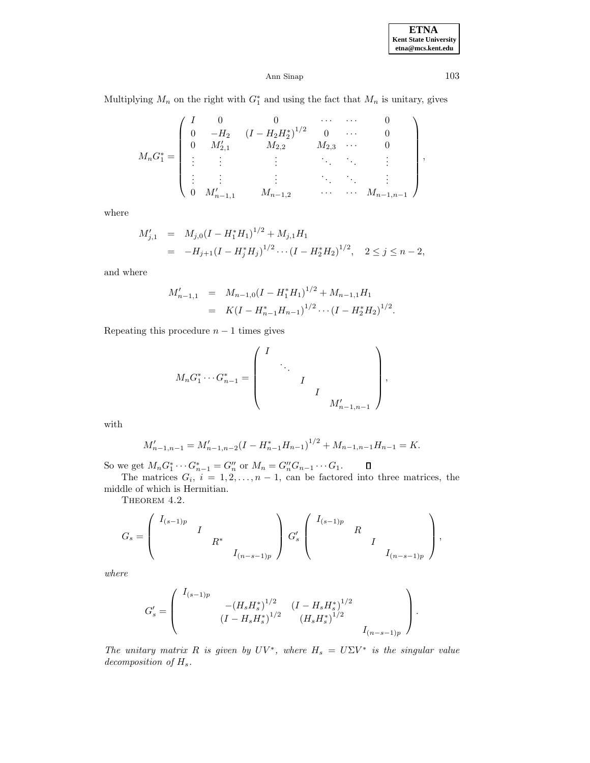Multiplying $M_n$ on the right with $G_1^*$ and using the fact that $M_n$ is unitary, gives

$$
M_n G_1^* = \begin{pmatrix} I & 0 & 0 & \cdots & \cdots & 0 \\ 0 & -H_2 & (I - H_2 H_2^*)^{1/2} & 0 & \cdots & 0 \\ 0 & M'_{2,1} & M_{2,2} & M_{2,3} & \cdots & 0 \\ \vdots & \vdots & \vdots & \ddots & \ddots & \vdots \\ \vdots & \vdots & \vdots & \ddots & \ddots & \vdots \\ 0 & M'_{n-1,1} & M_{n-1,2} & \cdots & \cdots & M_{n-1,n-1} \end{pmatrix},
$$

where

$$
\begin{aligned}
M'_{j,1} &= M_{j,0}(I - H_1^* H_1)^{1/2} + M_{j,1} H_1 \\
&= -H_{j+1}(I - H_j^* H_j)^{1/2} \cdots (I - H_2^* H_2)^{1/2}, \quad 2 \le j \le n-2,
\end{aligned}
$$

and where

$$
\begin{aligned}
M'_{n-1,1} &= M_{n-1,0}(I - H_1^* H_1)^{1/2} + M_{n-1,1} H_1 \\
&= K(I - H_{n-1}^* H_{n-1})^{1/2} \cdots (I - H_2^* H_2)^{1/2}.
\end{aligned}
$$

Repeating this procedure $n-1$ times gives

$$
M_n G_1^* \cdots G_{n-1}^* = \begin{pmatrix} I & & & & \\ & \ddots & & & \\ & & I & & \\ & & & I & \\ & & & & M'_{n-1,n-1} \end{pmatrix},
$$

with

$$
M'_{n-1,n-1} = M'_{n-1,n-2}(I - H_{n-1}^* H_{n-1})^{1/2} + M_{n-1,n-1} H_{n-1} = K.
$$

So we get $M_n G_1^* \cdots G_{n-1}^* = G''_n$ or $M_n = G''_n G_{n-1} \cdots G_1$. $\square$

The matrices $G_i$, $i = 1, 2, \ldots, n-1$, can be factored into three matrices, the middle of which is Hermitian.

THEOREM 4.2.

$$
G_s = \begin{pmatrix} I_{(s-1)p} & & & \\ & I & & \\ & & R^* & \\ & & & I_{(n-s-1)p} \end{pmatrix} G'_s \begin{pmatrix} I_{(s-1)p} & & & \\ & R & & \\ & & I & \\ & & & I_{(n-s-1)p} \end{pmatrix},
$$

*where*

$$
G'_s = \begin{pmatrix} I_{(s-1)p} & & & \\ & -(H_s H_s^*)^{1/2} & (I - H_s H_s^*)^{1/2} & \\ & (I - H_s H_s^*)^{1/2} & (H_s H_s^*)^{1/2} & \\ & & & I_{(n-s-1)p} \end{pmatrix}.
$$

*The unitary matrix $R$ is given by $UV^*$, where $H_s = U\Sigma V^*$ is the singular value decomposition of $H_s$.*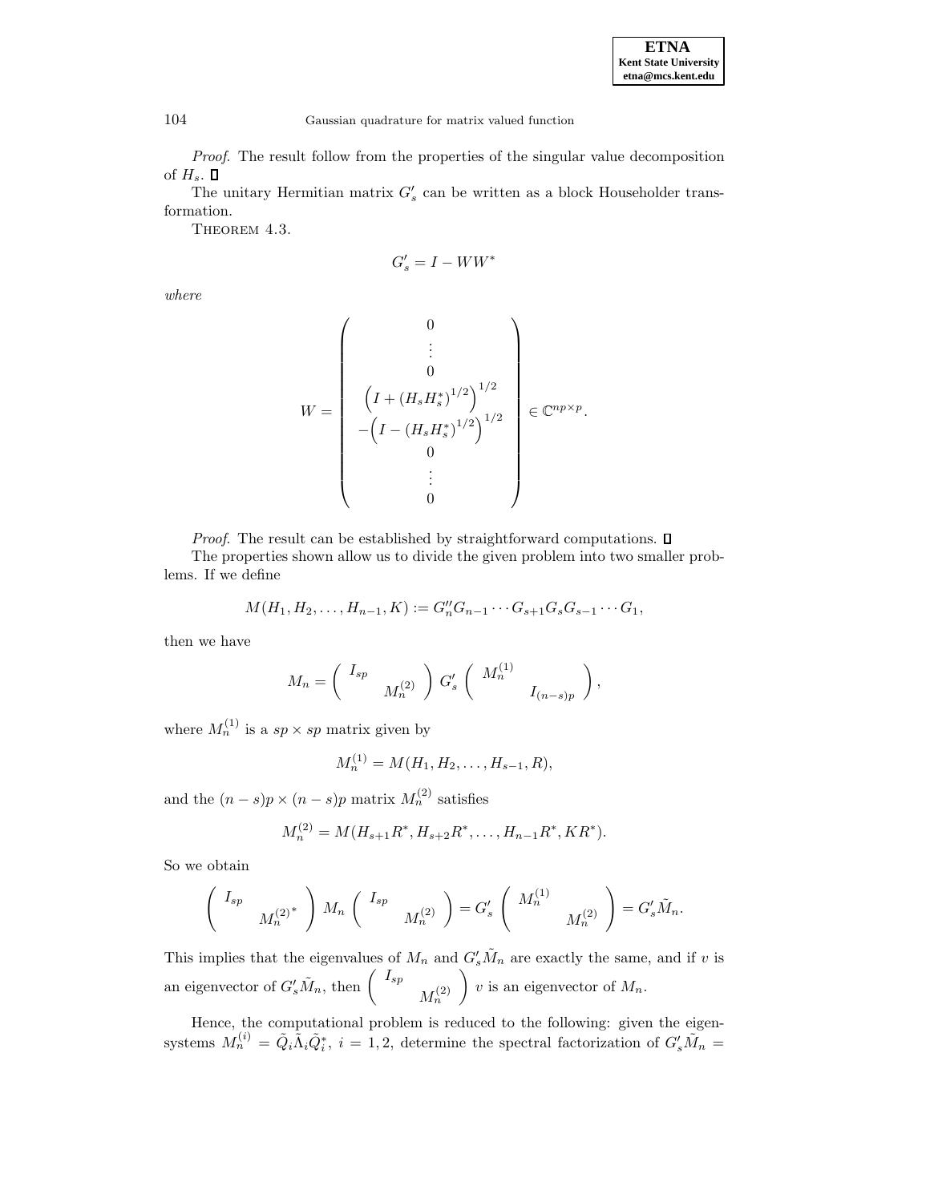*Proof*. The result follow from the properties of the singular value decomposition of $H_s$. ∎

The unitary Hermitian matrix $G'_s$ can be written as a block Householder transformation.

THEOREM 4.3.

$$G'_s = I - WW^*$$

*where*

$$W = \begin{pmatrix} 0 \\ \vdots \\ 0 \\ \left(I + (H_s H_s^*)^{1/2}\right)^{1/2} \\ -\left(I - (H_s H_s^*)^{1/2}\right)^{1/2} \\ 0 \\ \vdots \\ 0 \end{pmatrix} \in \mathbb{C}^{np \times p}.$$

*Proof*. The result can be established by straightforward computations. ∎

The properties shown allow us to divide the given problem into two smaller problems. If we define

$$M(H_1, H_2, \ldots, H_{n-1}, K) := G''_n G_{n-1} \cdots G_{s+1} G_s G_{s-1} \cdots G_1,$$

then we have

$$M_n = \begin{pmatrix} I_{sp} & \\ & M_n^{(2)} \end{pmatrix} G'_s \begin{pmatrix} M_n^{(1)} & \\ & I_{(n-s)p} \end{pmatrix},$$

where $M_n^{(1)}$ is a $sp \times sp$ matrix given by

$$M_n^{(1)} = M(H_1, H_2, \ldots, H_{s-1}, R),$$

and the $(n-s)p \times (n-s)p$ matrix $M_n^{(2)}$ satisfies

$$M_n^{(2)} = M(H_{s+1}R^*, H_{s+2}R^*, \ldots, H_{n-1}R^*, KR^*).$$

So we obtain

$$\begin{pmatrix} I_{sp} & \\ & {M_n^{(2)}}^* \end{pmatrix} M_n \begin{pmatrix} I_{sp} & \\ & M_n^{(2)} \end{pmatrix} = G'_s \begin{pmatrix} M_n^{(1)} & \\ & M_n^{(2)} \end{pmatrix} = G'_s \tilde{M}_n.$$

This implies that the eigenvalues of $M_n$ and $G'_s \tilde{M}_n$ are exactly the same, and if $v$ is an eigenvector of $G'_s \tilde{M}_n$, then $\begin{pmatrix} I_{sp} & \\ & M_n^{(2)} \end{pmatrix} v$ is an eigenvector of $M_n$.

Hence, the computational problem is reduced to the following: given the eigensystems $M_n^{(i)} = \tilde{Q}_i \tilde{\Lambda}_i \tilde{Q}_i^*$, $i = 1, 2$, determine the spectral factorization of $G'_s \tilde{M}_n =$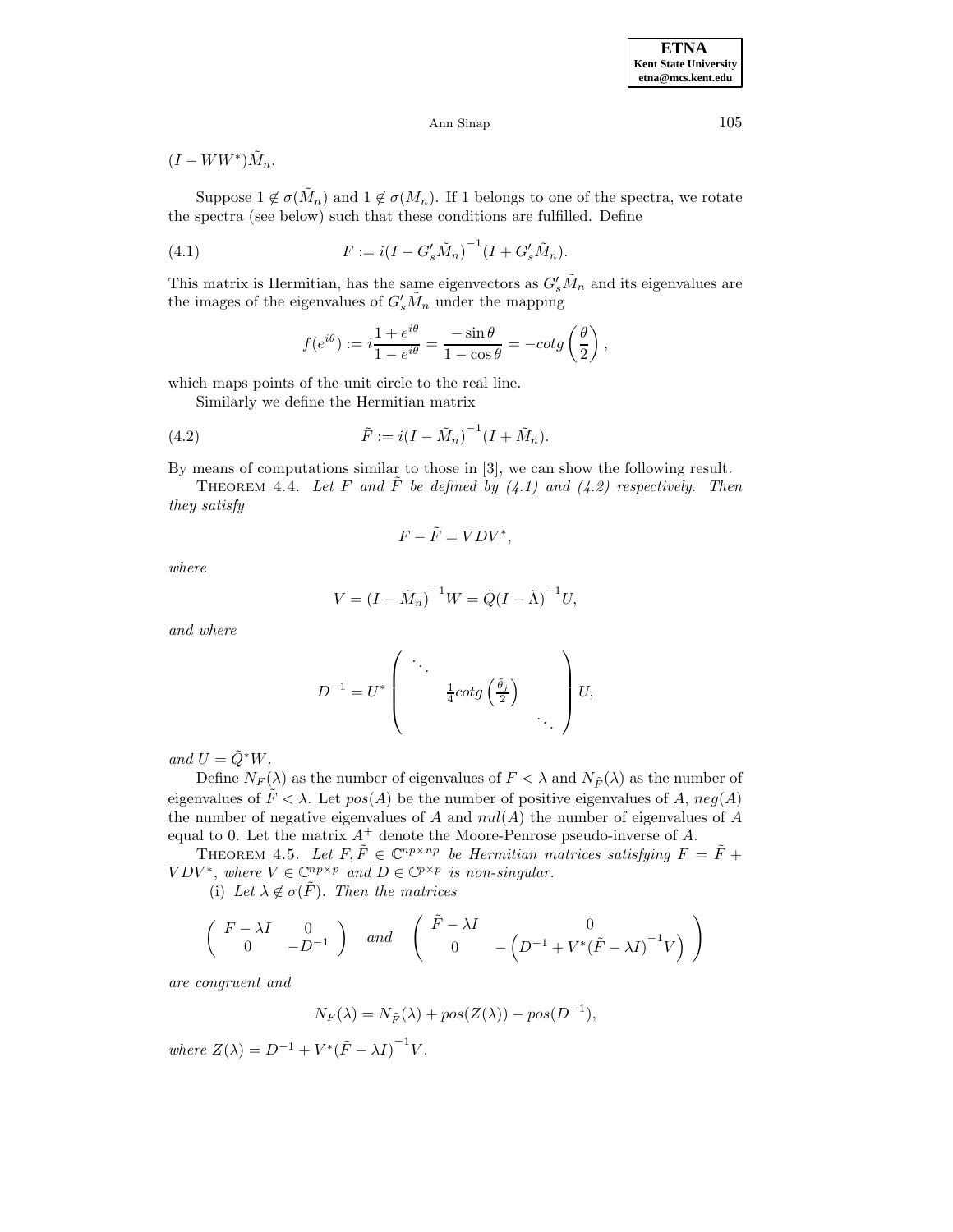$(I - WW^*)\tilde{M}_n$.

Suppose $1 \notin \sigma(\tilde{M}_n)$ and $1 \notin \sigma(M_n)$. If 1 belongs to one of the spectra, we rotate the spectra (see below) such that these conditions are fulfilled. Define

$$F := i(I - G'_s\tilde{M}_n)^{-1}(I + G'_s\tilde{M}_n). \tag{4.1}$$

This matrix is Hermitian, has the same eigenvectors as $G'_s\tilde{M}_n$ and its eigenvalues are the images of the eigenvalues of $G'_s\tilde{M}_n$ under the mapping

$$f(e^{i\theta}) := i\frac{1+e^{i\theta}}{1-e^{i\theta}} = \frac{-\sin\theta}{1-\cos\theta} = -cotg\left(\frac{\theta}{2}\right),$$

which maps points of the unit circle to the real line.

Similarly we define the Hermitian matrix

$$\tilde{F} := i(I - \tilde{M}_n)^{-1}(I + \tilde{M}_n). \tag{4.2}$$

By means of computations similar to those in [3], we can show the following result.

THEOREM 4.4. *Let $F$ and $\tilde{F}$ be defined by (4.1) and (4.2) respectively. Then they satisfy*

$$F - \tilde{F} = VDV^*,$$

*where*

$$V = (I - \tilde{M}_n)^{-1}W = \tilde{Q}(I - \tilde{\Lambda})^{-1}U,$$

*and where*

$$D^{-1} = U^* \begin{pmatrix} \ddots & & \\ & \frac{1}{4}cotg\left(\frac{\tilde{\theta}_j}{2}\right) & \\ & & \ddots \end{pmatrix} U,$$

*and $U = \tilde{Q}^*W$.*

Define $N_F(\lambda)$ as the number of eigenvalues of $F < \lambda$ and $N_{\tilde{F}}(\lambda)$ as the number of eigenvalues of $\tilde{F} < \lambda$. Let $pos(A)$ be the number of positive eigenvalues of $A$, $neg(A)$ the number of negative eigenvalues of $A$ and $nul(A)$ the number of eigenvalues of $A$ equal to 0. Let the matrix $A^+$ denote the Moore-Penrose pseudo-inverse of $A$.

THEOREM 4.5. *Let $F, \tilde{F} \in \mathbb{C}^{np\times np}$ be Hermitian matrices satisfying $F = \tilde{F} + VDV^*$, where $V \in \mathbb{C}^{np\times p}$ and $D \in \mathbb{C}^{p\times p}$ is non-singular.*

(i) *Let $\lambda \notin \sigma(\tilde{F})$. Then the matrices*

$$\begin{pmatrix} F - \lambda I & 0 \\ 0 & -D^{-1} \end{pmatrix} \quad and \quad \begin{pmatrix} \tilde{F} - \lambda I & 0 \\ 0 & -\left(D^{-1} + V^*(\tilde{F} - \lambda I)^{-1}V\right) \end{pmatrix}$$

*are congruent and*

$$N_F(\lambda) = N_{\tilde{F}}(\lambda) + pos(Z(\lambda)) - pos(D^{-1}),$$

*where $Z(\lambda) = D^{-1} + V^*(\tilde{F} - \lambda I)^{-1}V$.*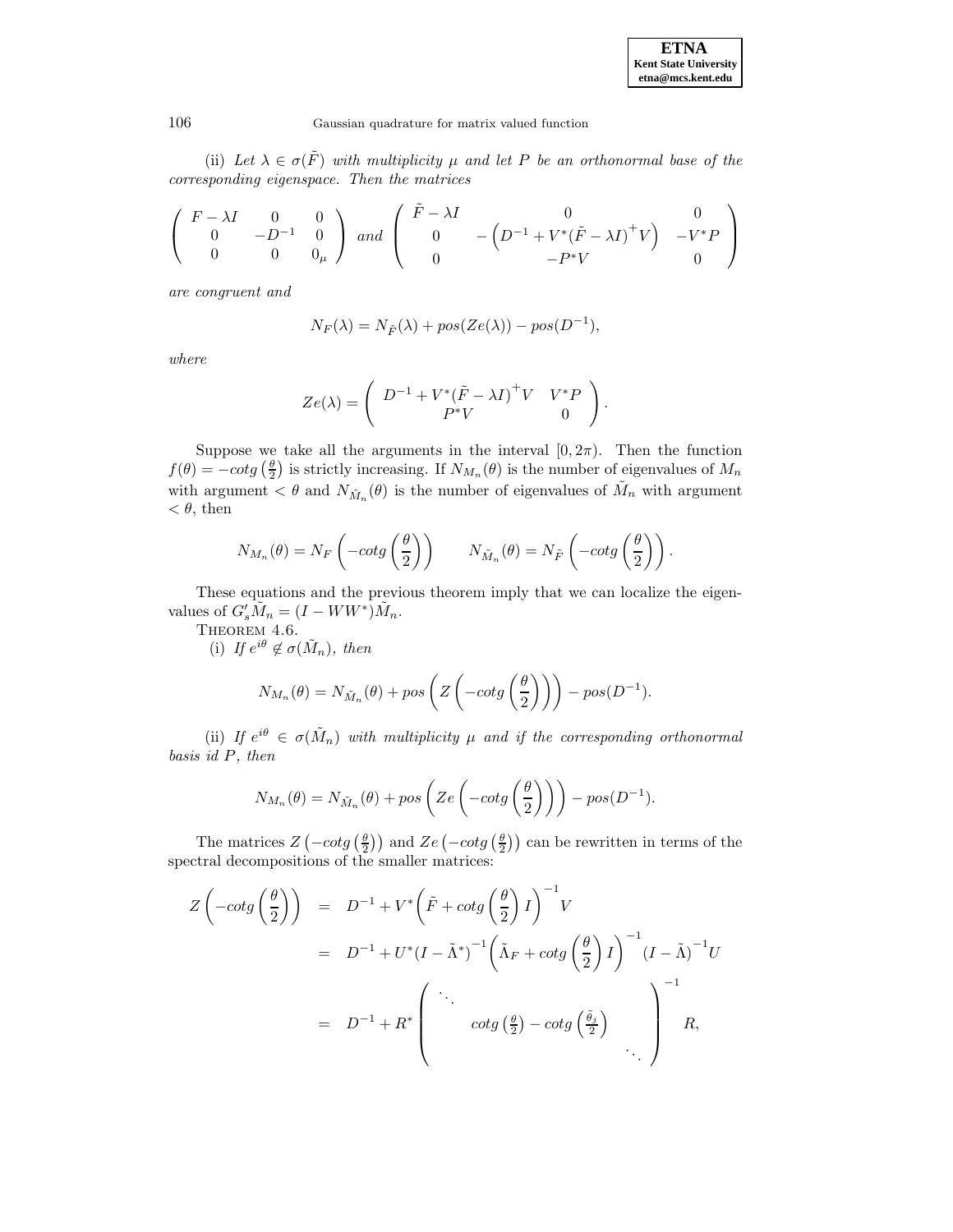(ii) *Let $\lambda \in \sigma(\tilde{F})$ with multiplicity $\mu$ and let $P$ be an orthonormal base of the corresponding eigenspace. Then the matrices*

$$\begin{pmatrix} F-\lambda I & 0 & 0 \\ 0 & -D^{-1} & 0 \\ 0 & 0 & 0_\mu \end{pmatrix} \text{ and } \begin{pmatrix} \tilde{F}-\lambda I & 0 & 0 \\ 0 & -\left(D^{-1}+V^*(\tilde{F}-\lambda I)^+V\right) & -V^*P \\ 0 & -P^*V & 0 \end{pmatrix}$$

*are congruent and*

$$N_F(\lambda) = N_{\tilde{F}}(\lambda) + pos(Ze(\lambda)) - pos(D^{-1}),$$

*where*

$$Ze(\lambda) = \begin{pmatrix} D^{-1}+V^*(\tilde{F}-\lambda I)^+V & V^*P \\ P^*V & 0 \end{pmatrix}.$$

Suppose we take all the arguments in the interval $[0, 2\pi)$. Then the function $f(\theta) = -cotg\left(\frac{\theta}{2}\right)$ is strictly increasing. If $N_{M_n}(\theta)$ is the number of eigenvalues of $M_n$ with argument $< \theta$ and $N_{\tilde{M}_n}(\theta)$ is the number of eigenvalues of $\tilde{M}_n$ with argument $< \theta$, then

$$N_{M_n}(\theta) = N_F\left(-cotg\left(\frac{\theta}{2}\right)\right) \qquad N_{\tilde{M}_n}(\theta) = N_{\tilde{F}}\left(-cotg\left(\frac{\theta}{2}\right)\right).$$

These equations and the previous theorem imply that we can localize the eigenvalues of $G_s'\tilde{M}_n = (I-WW^*)\tilde{M}_n$.

THEOREM 4.6.

(i) *If $e^{i\theta} \notin \sigma(\tilde{M}_n)$, then*

$$N_{M_n}(\theta) = N_{\tilde{M}_n}(\theta) + pos\left(Z\left(-cotg\left(\frac{\theta}{2}\right)\right)\right) - pos(D^{-1}).$$

(ii) *If $e^{i\theta} \in \sigma(\tilde{M}_n)$ with multiplicity $\mu$ and if the corresponding orthonormal basis id $P$, then*

$$N_{M_n}(\theta) = N_{\tilde{M}_n}(\theta) + pos\left(Ze\left(-cotg\left(\frac{\theta}{2}\right)\right)\right) - pos(D^{-1}).$$

The matrices $Z\left(-cotg\left(\frac{\theta}{2}\right)\right)$ and $Ze\left(-cotg\left(\frac{\theta}{2}\right)\right)$ can be rewritten in terms of the spectral decompositions of the smaller matrices:

$$\begin{aligned} Z\left(-cotg\left(\frac{\theta}{2}\right)\right) &= D^{-1} + V^*\left(\tilde{F} + cotg\left(\frac{\theta}{2}\right)I\right)^{-1}V \\ &= D^{-1} + U^*(I-\tilde{\Lambda}^*)^{-1}\left(\tilde{\Lambda}_F + cotg\left(\frac{\theta}{2}\right)I\right)^{-1}(I-\tilde{\Lambda})^{-1}U \\ &= D^{-1} + R^*\begin{pmatrix} \ddots & & \\ & cotg\left(\frac{\theta}{2}\right) - cotg\left(\frac{\tilde{\theta}_j}{2}\right) & \\ & & \ddots \end{pmatrix}^{-1} R, \end{aligned}$$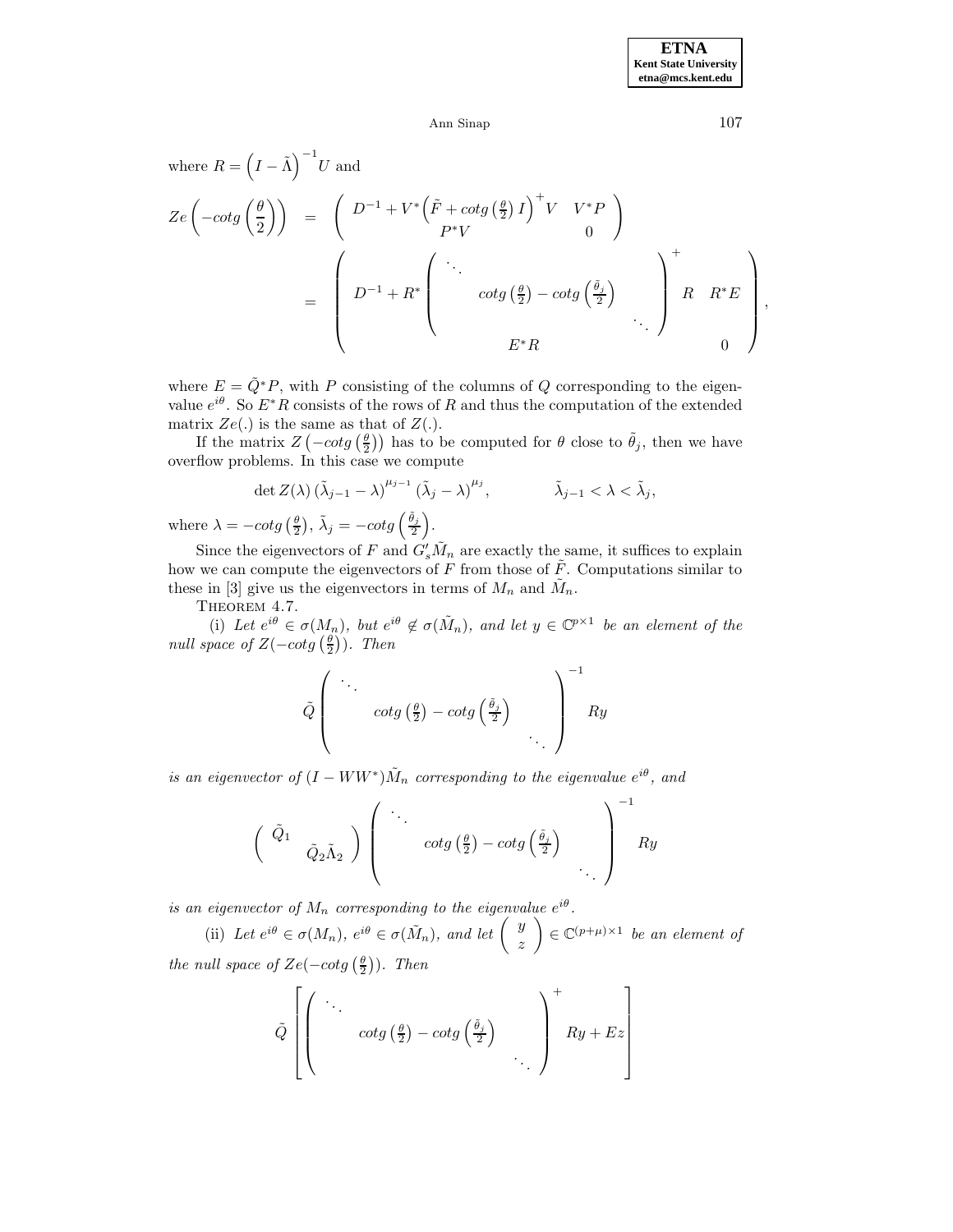where $R = \left(I - \tilde{\Lambda}\right)^{-1} U$ and

$$
\begin{aligned}
Ze\left(-cotg\left(\frac{\theta}{2}\right)\right) &= \begin{pmatrix} D^{-1} + V^*\left(\tilde{F} + cotg\left(\frac{\theta}{2}\right) I\right)^+ V & V^* P \\ P^* V & 0 \end{pmatrix} \\
&= \begin{pmatrix} D^{-1} + R^* \begin{pmatrix} \ddots & & \\ & cotg\left(\frac{\theta}{2}\right) - cotg\left(\frac{\tilde{\theta}_j}{2}\right) & \\ & & \ddots \end{pmatrix}^+ R & R^* E \\ E^* R & 0 \end{pmatrix},
\end{aligned}
$$

where $E = \tilde{Q}^* P$, with $P$ consisting of the columns of $Q$ corresponding to the eigenvalue $e^{i\theta}$. So $E^* R$ consists of the rows of $R$ and thus the computation of the extended matrix $Ze(.)$ is the same as that of $Z(.)$.

If the matrix $Z\left(-cotg\left(\frac{\theta}{2}\right)\right)$ has to be computed for $\theta$ close to $\tilde{\theta}_j$, then we have overflow problems. In this case we compute

$$
\det Z(\lambda) \left(\tilde{\lambda}_{j-1} - \lambda\right)^{\mu_{j-1}} \left(\tilde{\lambda}_j - \lambda\right)^{\mu_j}, \qquad \tilde{\lambda}_{j-1} < \lambda < \tilde{\lambda}_j,
$$

where $\lambda = -cotg\left(\frac{\theta}{2}\right)$, $\tilde{\lambda}_j = -cotg\left(\frac{\tilde{\theta}_j}{2}\right)$.

Since the eigenvectors of $F$ and $G_s' \tilde{M}_n$ are exactly the same, it suffices to explain how we can compute the eigenvectors of $F$ from those of $\tilde{F}$. Computations similar to these in [3] give us the eigenvectors in terms of $M_n$ and $\tilde{M}_n$.

THEOREM 4.7.

(i) *Let $e^{i\theta} \in \sigma(M_n)$, but $e^{i\theta} \notin \sigma(\tilde{M}_n)$, and let $y \in \mathbb{C}^{p \times 1}$ be an element of the null space of $Z(-cotg\left(\frac{\theta}{2}\right))$. Then*

$$
\tilde{Q} \begin{pmatrix} \ddots & & \\ & cotg\left(\frac{\theta}{2}\right) - cotg\left(\frac{\tilde{\theta}_j}{2}\right) & \\ & & \ddots \end{pmatrix}^{-1} Ry
$$

*is an eigenvector of $(I - WW^*)\tilde{M}_n$ corresponding to the eigenvalue $e^{i\theta}$, and*

$$
\begin{pmatrix} \tilde{Q}_1 & \\ & \tilde{Q}_2 \tilde{\Lambda}_2 \end{pmatrix} \begin{pmatrix} \ddots & & \\ & cotg\left(\frac{\theta}{2}\right) - cotg\left(\frac{\tilde{\theta}_j}{2}\right) & \\ & & \ddots \end{pmatrix}^{-1} Ry
$$

*is an eigenvector of $M_n$ corresponding to the eigenvalue $e^{i\theta}$.*

(ii) *Let $e^{i\theta} \in \sigma(M_n)$, $e^{i\theta} \in \sigma(\tilde{M}_n)$, and let $\begin{pmatrix} y \\ z \end{pmatrix} \in \mathbb{C}^{(p+\mu) \times 1}$ be an element of the null space of $Ze(-cotg\left(\frac{\theta}{2}\right))$. Then*

$$
\tilde{Q} \left[ \begin{pmatrix} \ddots & & \\ & cotg\left(\frac{\theta}{2}\right) - cotg\left(\frac{\tilde{\theta}_j}{2}\right) & \\ & & \ddots \end{pmatrix}^+ Ry + Ez \right]
$$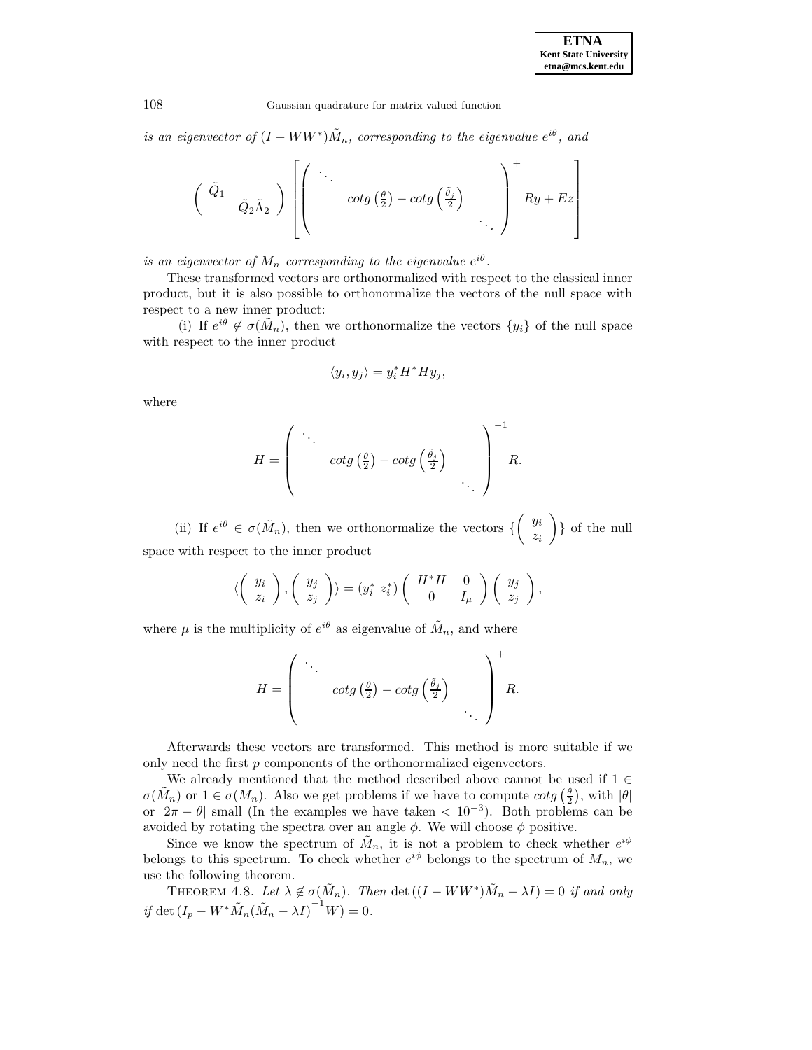*is an eigenvector of* $(I - WW^*)\tilde{M}_n$*, corresponding to the eigenvalue* $e^{i\theta}$*, and*

$$\begin{pmatrix} \tilde{Q}_1 & \\ & \tilde{Q}_2\tilde{\Lambda}_2 \end{pmatrix} \left[ \begin{pmatrix} \ddots & & \\ & cotg\left(\frac{\theta}{2}\right) - cotg\left(\frac{\tilde{\theta}_j}{2}\right) & \\ & & \ddots \end{pmatrix}^{+} Ry + Ez \right]$$

*is an eigenvector of* $M_n$ *corresponding to the eigenvalue* $e^{i\theta}$*.*

These transformed vectors are orthonormalized with respect to the classical inner product, but it is also possible to orthonormalize the vectors of the null space with respect to a new inner product:

(i) If $e^{i\theta} \notin \sigma(\tilde{M}_n)$, then we orthonormalize the vectors $\{y_i\}$ of the null space with respect to the inner product

$$\langle y_i, y_j \rangle = y_i^* H^* H y_j,$$

where

$$H = \begin{pmatrix} \ddots & & \\ & cotg\left(\frac{\theta}{2}\right) - cotg\left(\frac{\tilde{\theta}_j}{2}\right) & \\ & & \ddots \end{pmatrix}^{-1} R.$$

(ii) If $e^{i\theta} \in \sigma(\tilde{M}_n)$, then we orthonormalize the vectors $\{\begin{pmatrix} y_i \\ z_i \end{pmatrix}\}$ of the null space with respect to the inner product

$$\langle \begin{pmatrix} y_i \\ z_i \end{pmatrix}, \begin{pmatrix} y_j \\ z_j \end{pmatrix} \rangle = (y_i^* \; z_i^*) \begin{pmatrix} H^*H & 0 \\ 0 & I_\mu \end{pmatrix} \begin{pmatrix} y_j \\ z_j \end{pmatrix},$$

where $\mu$ is the multiplicity of $e^{i\theta}$ as eigenvalue of $\tilde{M}_n$, and where

$$H = \begin{pmatrix} \ddots & & \\ & cotg\left(\frac{\theta}{2}\right) - cotg\left(\frac{\tilde{\theta}_j}{2}\right) & \\ & & \ddots \end{pmatrix}^{+} R.$$

Afterwards these vectors are transformed. This method is more suitable if we only need the first $p$ components of the orthonormalized eigenvectors.

We already mentioned that the method described above cannot be used if $1 \in \sigma(\tilde{M}_n)$ or $1 \in \sigma(M_n)$. Also we get problems if we have to compute $cotg\left(\frac{\theta}{2}\right)$, with $|\theta|$ or $|2\pi - \theta|$ small (In the examples we have taken $< 10^{-3}$). Both problems can be avoided by rotating the spectra over an angle $\phi$. We will choose $\phi$ positive.

Since we know the spectrum of $\tilde{M}_n$, it is not a problem to check whether $e^{i\phi}$ belongs to this spectrum. To check whether $e^{i\phi}$ belongs to the spectrum of $M_n$, we use the following theorem.

THEOREM 4.8. *Let* $\lambda \notin \sigma(\tilde{M}_n)$*. Then* $\det\left((I - WW^*)\tilde{M}_n - \lambda I\right) = 0$ *if and only if* $\det\left(I_p - W^*\tilde{M}_n(\tilde{M}_n - \lambda I)^{-1}W\right) = 0$*.*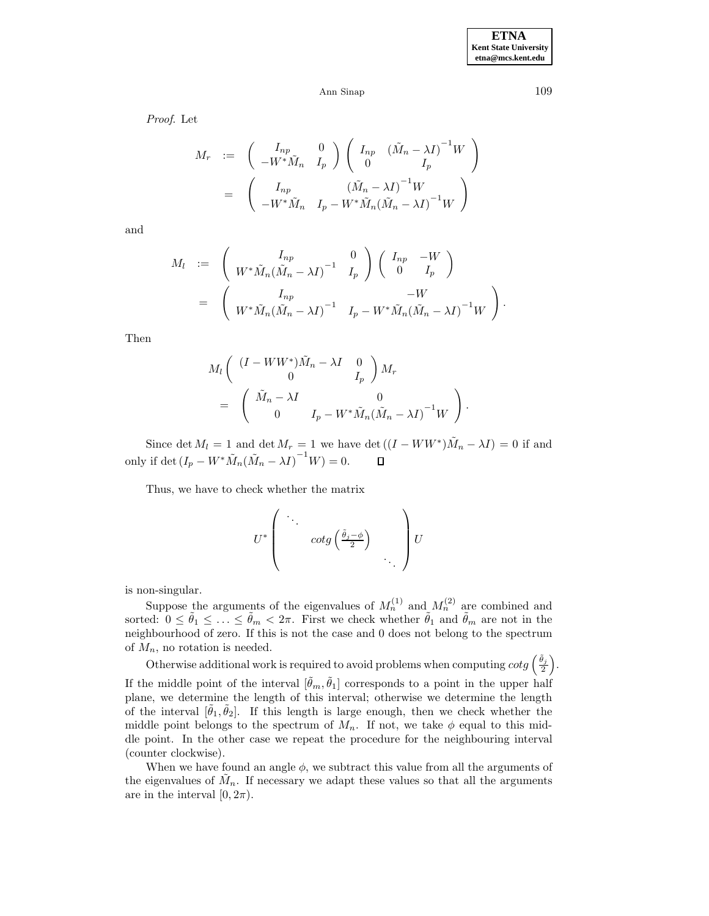*Proof.* Let

$$
\begin{aligned}
M_r &:= \begin{pmatrix} I_{np} & 0 \\ -W^*\tilde{M}_n & I_p \end{pmatrix} \begin{pmatrix} I_{np} & (\tilde{M}_n - \lambda I)^{-1} W \\ 0 & I_p \end{pmatrix} \\
&= \begin{pmatrix} I_{np} & (\tilde{M}_n - \lambda I)^{-1} W \\ -W^*\tilde{M}_n & I_p - W^*\tilde{M}_n(\tilde{M}_n - \lambda I)^{-1} W \end{pmatrix}
\end{aligned}
$$

and

$$
\begin{aligned}
M_l &:= \begin{pmatrix} I_{np} & 0 \\ W^*\tilde{M}_n(\tilde{M}_n - \lambda I)^{-1} & I_p \end{pmatrix} \begin{pmatrix} I_{np} & -W \\ 0 & I_p \end{pmatrix} \\
&= \begin{pmatrix} I_{np} & -W \\ W^*\tilde{M}_n(\tilde{M}_n - \lambda I)^{-1} & I_p - W^*\tilde{M}_n(\tilde{M}_n - \lambda I)^{-1} W \end{pmatrix}.
\end{aligned}
$$

Then

$$
\begin{aligned}
& M_l \begin{pmatrix} (I - WW^*)\tilde{M}_n - \lambda I & 0 \\ 0 & I_p \end{pmatrix} M_r \\
&= \begin{pmatrix} \tilde{M}_n - \lambda I & 0 \\ 0 & I_p - W^*\tilde{M}_n(\tilde{M}_n - \lambda I)^{-1} W \end{pmatrix}.
\end{aligned}
$$

Since $\det M_l = 1$ and $\det M_r = 1$ we have $\det((I - WW^*)\tilde{M}_n - \lambda I) = 0$ if and only if $\det(I_p - W^*\tilde{M}_n(\tilde{M}_n - \lambda I)^{-1} W) = 0$. ∎

Thus, we have to check whether the matrix

$$
U^* \begin{pmatrix} \ddots & & \\ & cotg\left(\frac{\tilde{\theta}_j - \phi}{2}\right) & \\ & & \ddots \end{pmatrix} U
$$

is non-singular.

Suppose the arguments of the eigenvalues of $M_n^{(1)}$ and $M_n^{(2)}$ are combined and sorted: $0 \leq \tilde{\theta}_1 \leq \ldots \leq \tilde{\theta}_m < 2\pi$. First we check whether $\tilde{\theta}_1$ and $\tilde{\theta}_m$ are not in the neighbourhood of zero. If this is not the case and 0 does not belong to the spectrum of $M_n$, no rotation is needed.

Otherwise additional work is required to avoid problems when computing $cotg\left(\frac{\tilde{\theta}_j}{2}\right)$. If the middle point of the interval $[\tilde{\theta}_m, \tilde{\theta}_1]$ corresponds to a point in the upper half plane, we determine the length of this interval; otherwise we determine the length of the interval $[\tilde{\theta}_1, \tilde{\theta}_2]$. If this length is large enough, then we check whether the middle point belongs to the spectrum of $M_n$. If not, we take $\phi$ equal to this middle point. In the other case we repeat the procedure for the neighbouring interval (counter clockwise).

When we have found an angle $\phi$, we subtract this value from all the arguments of the eigenvalues of $\tilde{M}_n$. If necessary we adapt these values so that all the arguments are in the interval $[0, 2\pi)$.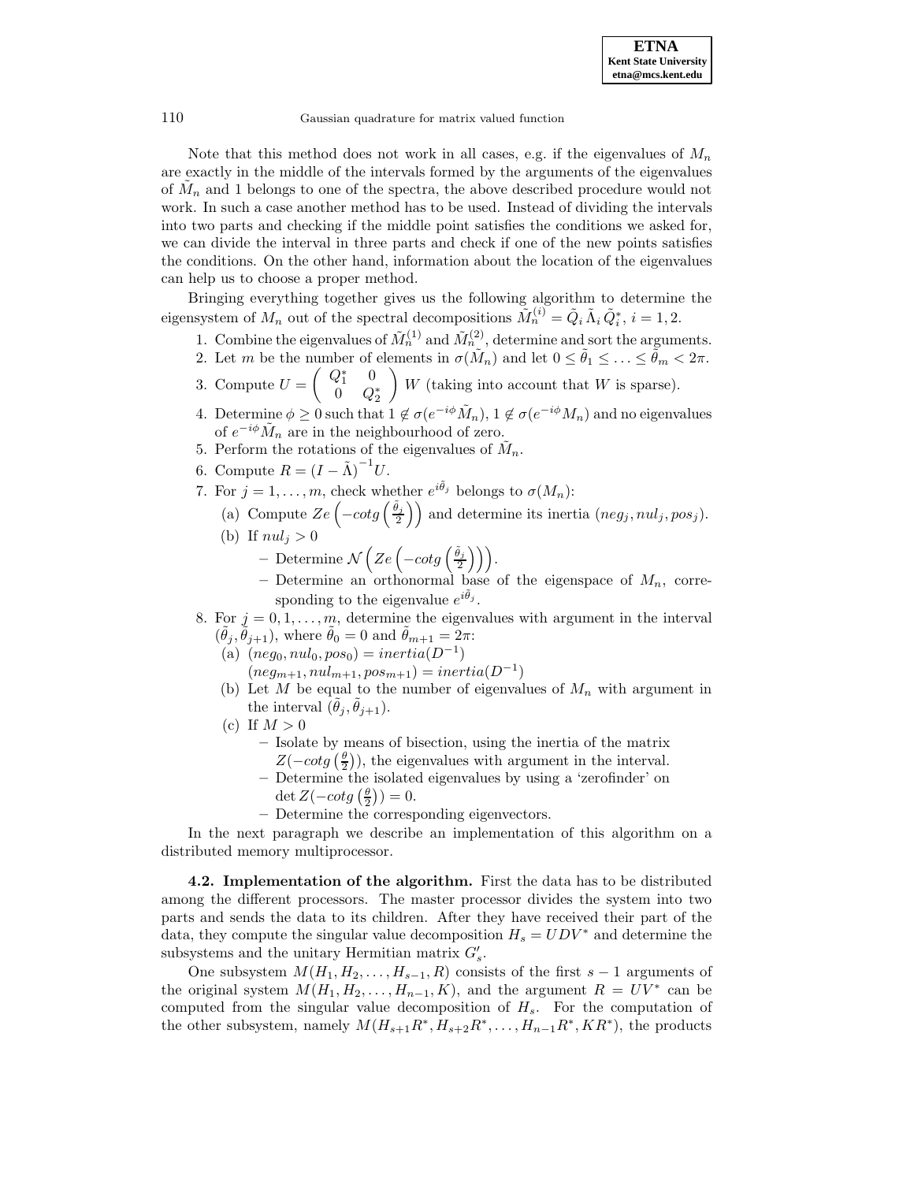Note that this method does not work in all cases, e.g. if the eigenvalues of $M_n$ are exactly in the middle of the intervals formed by the arguments of the eigenvalues of $\tilde{M}_n$ and 1 belongs to one of the spectra, the above described procedure would not work. In such a case another method has to be used. Instead of dividing the intervals into two parts and checking if the middle point satisfies the conditions we asked for, we can divide the interval in three parts and check if one of the new points satisfies the conditions. On the other hand, information about the location of the eigenvalues can help us to choose a proper method.

Bringing everything together gives us the following algorithm to determine the eigensystem of $M_n$ out of the spectral decompositions $\tilde{M}_n^{(i)} = \tilde{Q}_i \tilde{\Lambda}_i \tilde{Q}_i^*$, $i = 1, 2$.

1. Combine the eigenvalues of $\tilde{M}_n^{(1)}$ and $\tilde{M}_n^{(2)}$, determine and sort the arguments.
2. Let $m$ be the number of elements in $\sigma(\tilde{M}_n)$ and let $0 \leq \tilde{\theta}_1 \leq \ldots \leq \tilde{\theta}_m < 2\pi$.
3. Compute $U = \begin{pmatrix} Q_1^* & 0 \\ 0 & Q_2^* \end{pmatrix} W$ (taking into account that $W$ is sparse).
4. Determine $\phi \geq 0$ such that $1 \notin \sigma(e^{-i\phi}\tilde{M}_n)$, $1 \notin \sigma(e^{-i\phi}M_n)$ and no eigenvalues of $e^{-i\phi}\tilde{M}_n$ are in the neighbourhood of zero.
5. Perform the rotations of the eigenvalues of $\tilde{M}_n$.
6. Compute $R = (I - \tilde{\Lambda})^{-1}U$.
7. For $j = 1, \ldots, m$, check whether $e^{i\tilde{\theta}_j}$ belongs to $\sigma(M_n)$:
   (a) Compute $Ze\left(-cotg\left(\frac{\tilde{\theta}_j}{2}\right)\right)$ and determine its inertia $(neg_j, nul_j, pos_j)$.
   (b) If $nul_j > 0$
      – Determine $\mathcal{N}\left(Ze\left(-cotg\left(\frac{\tilde{\theta}_j}{2}\right)\right)\right)$.
      – Determine an orthonormal base of the eigenspace of $M_n$, corresponding to the eigenvalue $e^{i\tilde{\theta}_j}$.
8. For $j = 0, 1, \ldots, m$, determine the eigenvalues with argument in the interval $(\tilde{\theta}_j, \tilde{\theta}_{j+1})$, where $\tilde{\theta}_0 = 0$ and $\tilde{\theta}_{m+1} = 2\pi$:
   (a) $(neg_0, nul_0, pos_0) = inertia(D^{-1})$
   $(neg_{m+1}, nul_{m+1}, pos_{m+1}) = inertia(D^{-1})$
   (b) Let $M$ be equal to the number of eigenvalues of $M_n$ with argument in the interval $(\tilde{\theta}_j, \tilde{\theta}_{j+1})$.
   (c) If $M > 0$
      – Isolate by means of bisection, using the inertia of the matrix $Z(-cotg\left(\frac{\theta}{2}\right))$, the eigenvalues with argument in the interval.
      – Determine the isolated eigenvalues by using a 'zerofinder' on $\det Z(-cotg\left(\frac{\theta}{2}\right)) = 0$.
      – Determine the corresponding eigenvectors.

In the next paragraph we describe an implementation of this algorithm on a distributed memory multiprocessor.

**4.2. Implementation of the algorithm.** First the data has to be distributed among the different processors. The master processor divides the system into two parts and sends the data to its children. After they have received their part of the data, they compute the singular value decomposition $H_s = UDV^*$ and determine the subsystems and the unitary Hermitian matrix $G_s'$.

One subsystem $M(H_1, H_2, \ldots, H_{s-1}, R)$ consists of the first $s-1$ arguments of the original system $M(H_1, H_2, \ldots, H_{n-1}, K)$, and the argument $R = UV^*$ can be computed from the singular value decomposition of $H_s$. For the computation of the other subsystem, namely $M(H_{s+1}R^*, H_{s+2}R^*, \ldots, H_{n-1}R^*, KR^*)$, the products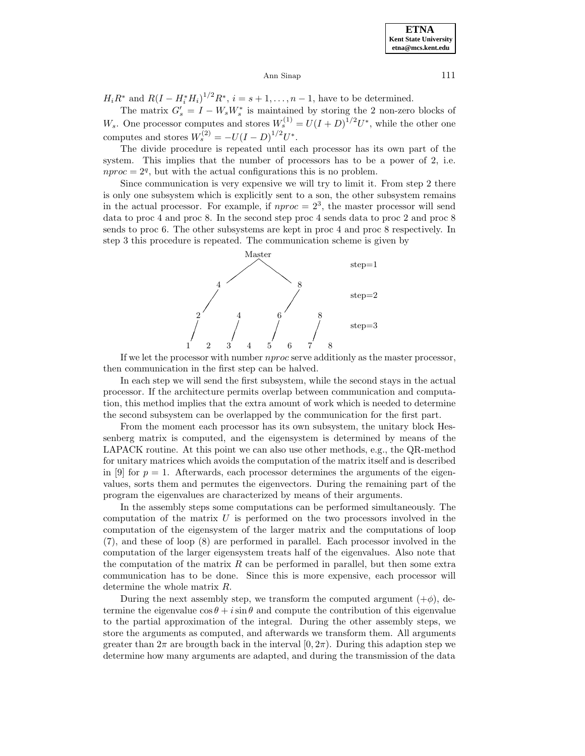$H_i R^*$ and $R(I - H_i^* H_i)^{1/2} R^*$, $i = s+1, \ldots, n-1$, have to be determined.

The matrix $G_s' = I - W_s W_s^*$ is maintained by storing the 2 non-zero blocks of $W_s$. One processor computes and stores $W_s^{(1)} = U(I+D)^{1/2} U^*$, while the other one computes and stores $W_s^{(2)} = -U(I-D)^{1/2} U^*$.

The divide procedure is repeated until each processor has its own part of the system. This implies that the number of processors has to be a power of 2, i.e. $nproc = 2^q$, but with the actual configurations this is no problem.

Since communication is very expensive we will try to limit it. From step 2 there is only one subsystem which is explicitly sent to a son, the other subsystem remains in the actual processor. For example, if $nproc = 2^3$, the master processor will send data to proc 4 and proc 8. In the second step proc 4 sends data to proc 2 and proc 8 sends to proc 6. The other subsystems are kept in proc 4 and proc 8 respectively. In step 3 this procedure is repeated. The communication scheme is given by

```
                 Master
               /        \                step=1
             4            8
            /            /               step=2
          2     4      6     8
         /     /      /     /            step=3
        1   2  3   4  5   6  7   8
```

If we let the processor with number *nproc* serve additionly as the master processor, then communication in the first step can be halved.

In each step we will send the first subsystem, while the second stays in the actual processor. If the architecture permits overlap between communication and computation, this method implies that the extra amount of work which is needed to determine the second subsystem can be overlapped by the communication for the first part.

From the moment each processor has its own subsystem, the unitary block Hessenberg matrix is computed, and the eigensystem is determined by means of the LAPACK routine. At this point we can also use other methods, e.g., the QR-method for unitary matrices which avoids the computation of the matrix itself and is described in [9] for $p = 1$. Afterwards, each processor determines the arguments of the eigenvalues, sorts them and permutes the eigenvectors. During the remaining part of the program the eigenvalues are characterized by means of their arguments.

In the assembly steps some computations can be performed simultaneously. The computation of the matrix $U$ is performed on the two processors involved in the computation of the eigensystem of the larger matrix and the computations of loop (7), and these of loop (8) are performed in parallel. Each processor involved in the computation of the larger eigensystem treats half of the eigenvalues. Also note that the computation of the matrix $R$ can be performed in parallel, but then some extra communication has to be done. Since this is more expensive, each processor will determine the whole matrix $R$.

During the next assembly step, we transform the computed argument $(+\phi)$, determine the eigenvalue $\cos\theta + i\sin\theta$ and compute the contribution of this eigenvalue to the partial approximation of the integral. During the other assembly steps, we store the arguments as computed, and afterwards we transform them. All arguments greater than $2\pi$ are brougth back in the interval $[0, 2\pi)$. During this adaption step we determine how many arguments are adapted, and during the transmission of the data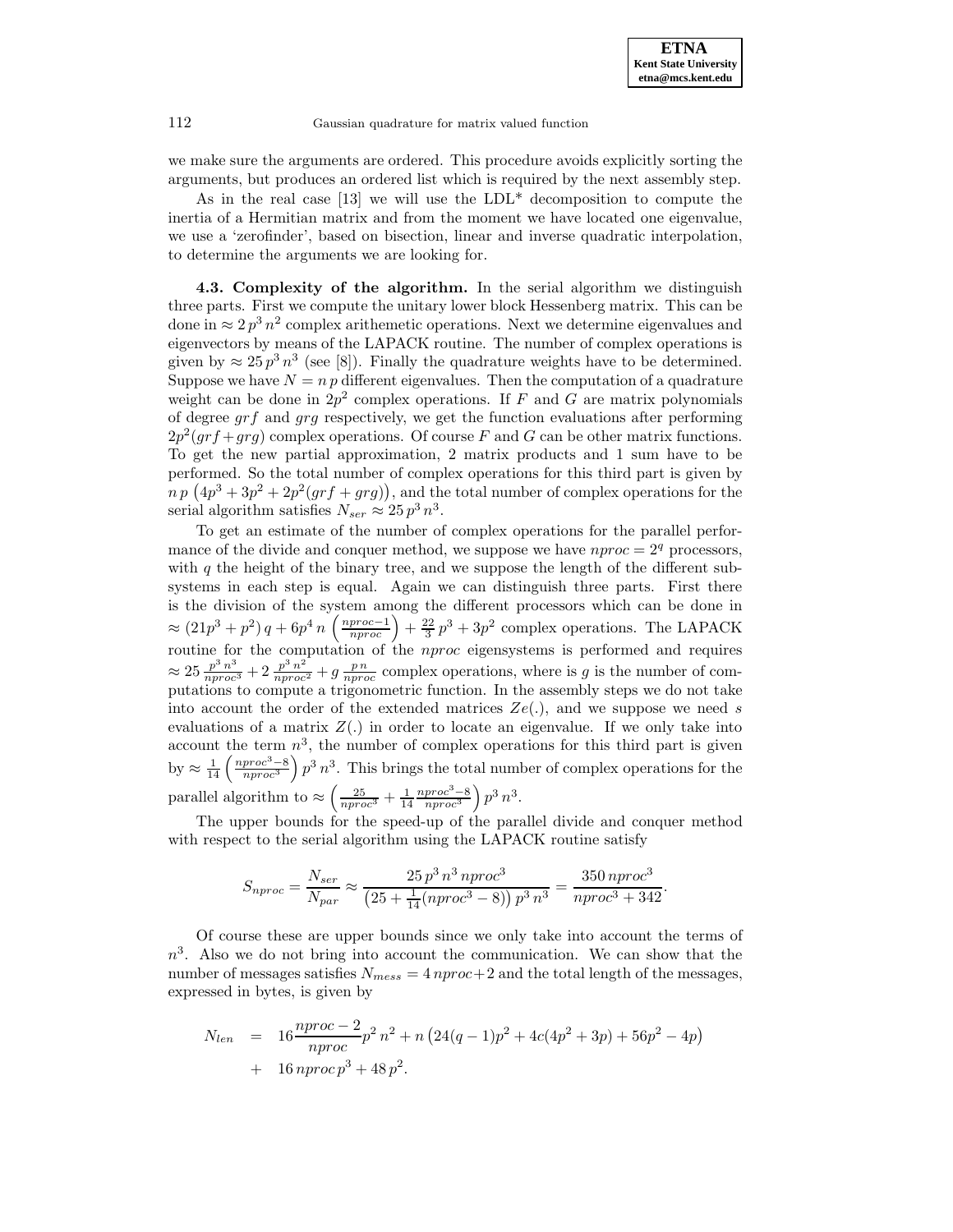we make sure the arguments are ordered. This procedure avoids explicitly sorting the arguments, but produces an ordered list which is required by the next assembly step.

As in the real case [13] we will use the LDL* decomposition to compute the inertia of a Hermitian matrix and from the moment we have located one eigenvalue, we use a 'zerofinder', based on bisection, linear and inverse quadratic interpolation, to determine the arguments we are looking for.

**4.3. Complexity of the algorithm.** In the serial algorithm we distinguish three parts. First we compute the unitary lower block Hessenberg matrix. This can be done in $\approx 2\,p^3\,n^2$ complex arithemetic operations. Next we determine eigenvalues and eigenvectors by means of the LAPACK routine. The number of complex operations is given by $\approx 25\,p^3\,n^3$ (see [8]). Finally the quadrature weights have to be determined. Suppose we have $N = n\,p$ different eigenvalues. Then the computation of a quadrature weight can be done in $2p^2$ complex operations. If $F$ and $G$ are matrix polynomials of degree $grf$ and $grg$ respectively, we get the function evaluations after performing $2p^2(grf + grg)$ complex operations. Of course $F$ and $G$ can be other matrix functions. To get the new partial approximation, 2 matrix products and 1 sum have to be performed. So the total number of complex operations for this third part is given by $n\,p\,\left(4p^3 + 3p^2 + 2p^2(grf + grg)\right)$, and the total number of complex operations for the serial algorithm satisfies $N_{ser} \approx 25\,p^3\,n^3$.

To get an estimate of the number of complex operations for the parallel performance of the divide and conquer method, we suppose we have $nproc = 2^q$ processors, with $q$ the height of the binary tree, and we suppose the length of the different subsystems in each step is equal. Again we can distinguish three parts. First there is the division of the system among the different processors which can be done in $\approx (21p^3 + p^2)\,q + 6p^4\,n\,\left(\frac{nproc-1}{nproc}\right) + \frac{22}{3}\,p^3 + 3p^2$ complex operations. The LAPACK routine for the computation of the $nproc$ eigensystems is performed and requires $\approx 25\,\frac{p^3\,n^3}{nproc^3} + 2\,\frac{p^3\,n^2}{nproc^2} + g\,\frac{p\,n}{nproc}$ complex operations, where is $g$ is the number of computations to compute a trigonometric function. In the assembly steps we do not take into account the order of the extended matrices $Ze(.)$, and we suppose we need $s$ evaluations of a matrix $Z(.)$ in order to locate an eigenvalue. If we only take into account the term $n^3$, the number of complex operations for this third part is given by $\approx \frac{1}{14}\left(\frac{nproc^3-8}{nproc^3}\right)p^3\,n^3$. This brings the total number of complex operations for the parallel algorithm to $\approx \left(\frac{25}{nproc^3} + \frac{1}{14}\frac{nproc^3-8}{nproc^3}\right)p^3\,n^3$.

The upper bounds for the speed-up of the parallel divide and conquer method with respect to the serial algorithm using the LAPACK routine satisfy

$$S_{nproc} = \frac{N_{ser}}{N_{par}} \approx \frac{25\,p^3\,n^3\,nproc^3}{\left(25 + \frac{1}{14}(nproc^3 - 8)\right)p^3\,n^3} = \frac{350\,nproc^3}{nproc^3 + 342}.$$

Of course these are upper bounds since we only take into account the terms of $n^3$. Also we do not bring into account the communication. We can show that the number of messages satisfies $N_{mess} = 4\,nproc + 2$ and the total length of the messages, expressed in bytes, is given by

$$\begin{aligned}
N_{len} &= 16\frac{nproc-2}{nproc}p^2\,n^2 + n\left(24(q-1)p^2 + 4c(4p^2+3p) + 56p^2 - 4p\right) \\
&+ 16\,nproc\,p^3 + 48\,p^2.
\end{aligned}$$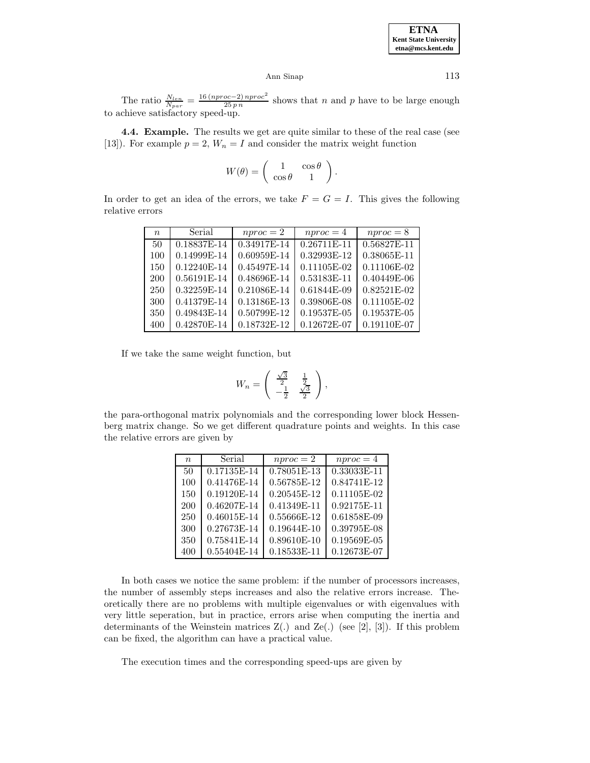The ratio $\frac{N_{len}}{N_{par}} = \frac{16\,(nproc-2)\,nproc^2}{25\,p\,n}$ shows that $n$ and $p$ have to be large enough to achieve satisfactory speed-up.

**4.4. Example.** The results we get are quite similar to these of the real case (see [13]). For example $p = 2$, $W_n = I$ and consider the matrix weight function

$$W(\theta) = \begin{pmatrix} 1 & \cos\theta \\ \cos\theta & 1 \end{pmatrix}.$$

In order to get an idea of the errors, we take $F = G = I$. This gives the following relative errors

| $n$ | Serial | $nproc = 2$ | $nproc = 4$ | $nproc = 8$ |
|---|---|---|---|---|
| 50 | 0.18837E-14 | 0.34917E-14 | 0.26711E-11 | 0.56827E-11 |
| 100 | 0.14999E-14 | 0.60959E-14 | 0.32993E-12 | 0.38065E-11 |
| 150 | 0.12240E-14 | 0.45497E-14 | 0.11105E-02 | 0.11106E-02 |
| 200 | 0.56191E-14 | 0.48696E-14 | 0.53183E-11 | 0.40449E-06 |
| 250 | 0.32259E-14 | 0.21086E-14 | 0.61844E-09 | 0.82521E-02 |
| 300 | 0.41379E-14 | 0.13186E-13 | 0.39806E-08 | 0.11105E-02 |
| 350 | 0.49843E-14 | 0.50799E-12 | 0.19537E-05 | 0.19537E-05 |
| 400 | 0.42870E-14 | 0.18732E-12 | 0.12672E-07 | 0.19110E-07 |

If we take the same weight function, but

$$W_n = \begin{pmatrix} \frac{\sqrt{3}}{2} & \frac{1}{2} \\ -\frac{1}{2} & \frac{\sqrt{3}}{2} \end{pmatrix},$$

the para-orthogonal matrix polynomials and the corresponding lower block Hessenberg matrix change. So we get different quadrature points and weights. In this case the relative errors are given by

| $n$ | Serial | $nproc = 2$ | $nproc = 4$ |
|---|---|---|---|
| 50 | 0.17135E-14 | 0.78051E-13 | 0.33033E-11 |
| 100 | 0.41476E-14 | 0.56785E-12 | 0.84741E-12 |
| 150 | 0.19120E-14 | 0.20545E-12 | 0.11105E-02 |
| 200 | 0.46207E-14 | 0.41349E-11 | 0.92175E-11 |
| 250 | 0.46015E-14 | 0.55666E-12 | 0.61858E-09 |
| 300 | 0.27673E-14 | 0.19644E-10 | 0.39795E-08 |
| 350 | 0.75841E-14 | 0.89610E-10 | 0.19569E-05 |
| 400 | 0.55404E-14 | 0.18533E-11 | 0.12673E-07 |

In both cases we notice the same problem: if the number of processors increases, the number of assembly steps increases and also the relative errors increase. Theoretically there are no problems with multiple eigenvalues or with eigenvalues with very little seperation, but in practice, errors arise when computing the inertia and determinants of the Weinstein matrices Z(.) and Ze(.) (see [2], [3]). If this problem can be fixed, the algorithm can have a practical value.

The execution times and the corresponding speed-ups are given by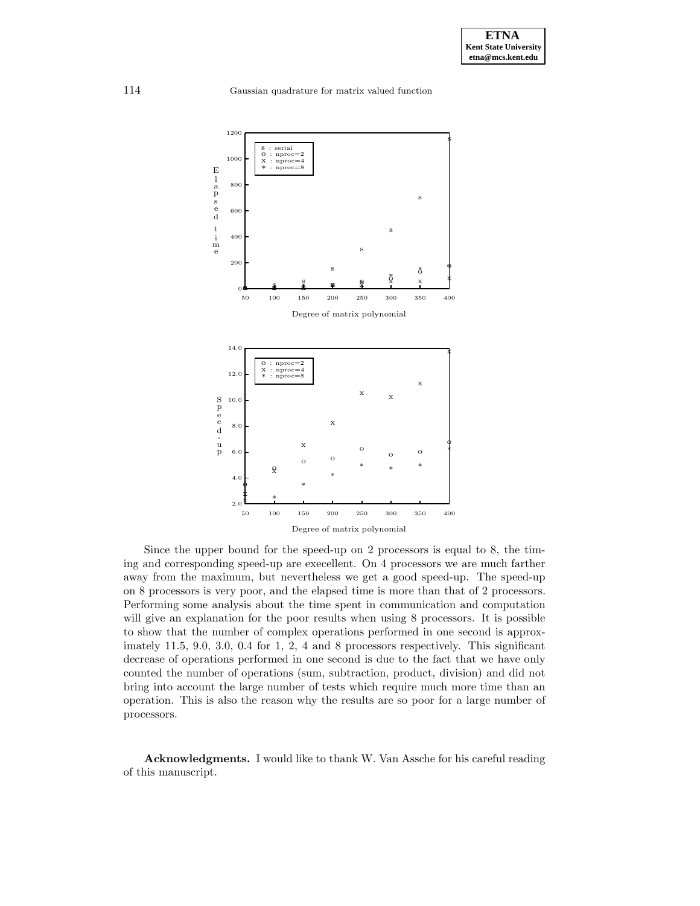Since the upper bound for the speed-up on 2 processors is equal to 8, the timing and corresponding speed-up are execellent. On 4 processors we are much farther away from the maximum, but nevertheless we get a good speed-up. The speed-up on 8 processors is very poor, and the elapsed time is more than that of 2 processors. Performing some analysis about the time spent in communication and computation will give an explanation for the poor results when using 8 processors. It is possible to show that the number of complex operations performed in one second is approximately 11.5, 9.0, 3.0, 0.4 for 1, 2, 4 and 8 processors respectively. This significant decrease of operations performed in one second is due to the fact that we have only counted the number of operations (sum, subtraction, product, division) and did not bring into account the large number of tests which require much more time than an operation. This is also the reason why the results are so poor for a large number of processors.

**Acknowledgments.** I would like to thank W. Van Assche for his careful reading of this manuscript.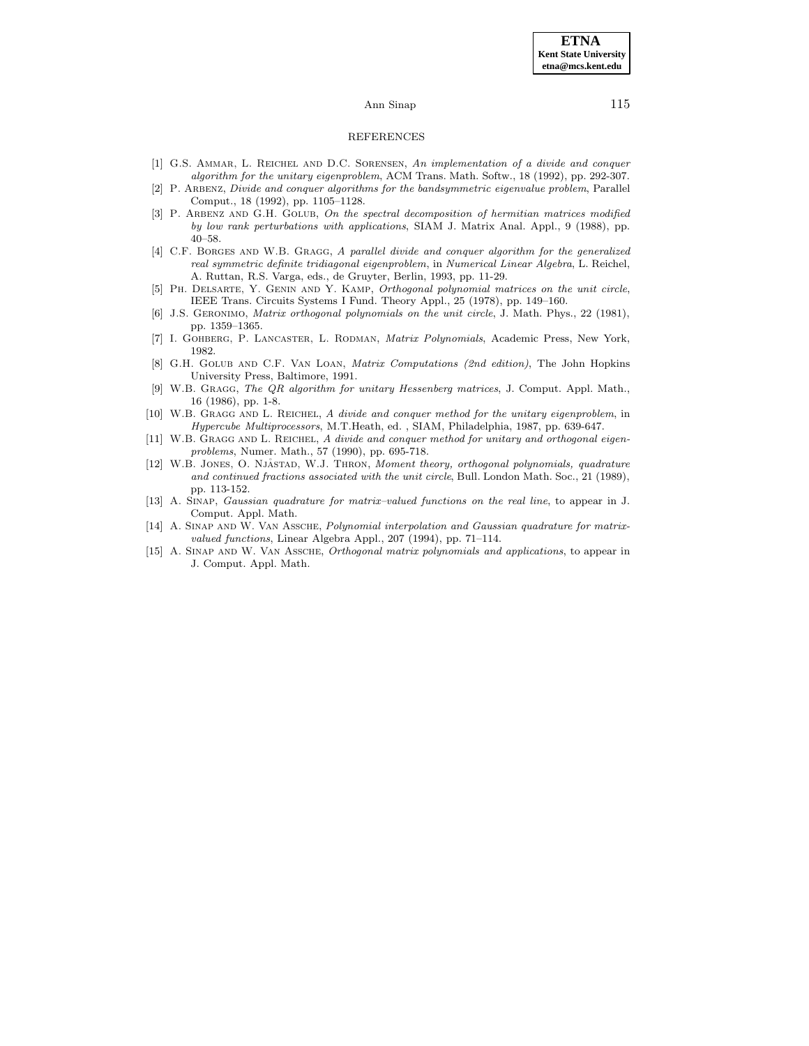## REFERENCES

[1] G.S. Ammar, L. Reichel and D.C. Sorensen, *An implementation of a divide and conquer algorithm for the unitary eigenproblem*, ACM Trans. Math. Softw., 18 (1992), pp. 292-307.

[2] P. Arbenz, *Divide and conquer algorithms for the bandsymmetric eigenvalue problem*, Parallel Comput., 18 (1992), pp. 1105–1128.

[3] P. Arbenz and G.H. Golub, *On the spectral decomposition of hermitian matrices modified by low rank perturbations with applications*, SIAM J. Matrix Anal. Appl., 9 (1988), pp. 40–58.

[4] C.F. Borges and W.B. Gragg, *A parallel divide and conquer algorithm for the generalized real symmetric definite tridiagonal eigenproblem*, in *Numerical Linear Algebra*, L. Reichel, A. Ruttan, R.S. Varga, eds., de Gruyter, Berlin, 1993, pp. 11-29.

[5] Ph. Delsarte, Y. Genin and Y. Kamp, *Orthogonal polynomial matrices on the unit circle*, IEEE Trans. Circuits Systems I Fund. Theory Appl., 25 (1978), pp. 149–160.

[6] J.S. Geronimo, *Matrix orthogonal polynomials on the unit circle*, J. Math. Phys., 22 (1981), pp. 1359–1365.

[7] I. Gohberg, P. Lancaster, L. Rodman, *Matrix Polynomials*, Academic Press, New York, 1982.

[8] G.H. Golub and C.F. Van Loan, *Matrix Computations (2nd edition)*, The John Hopkins University Press, Baltimore, 1991.

[9] W.B. Gragg, *The QR algorithm for unitary Hessenberg matrices*, J. Comput. Appl. Math., 16 (1986), pp. 1-8.

[10] W.B. Gragg and L. Reichel, *A divide and conquer method for the unitary eigenproblem*, in *Hypercube Multiprocessors*, M.T.Heath, ed. , SIAM, Philadelphia, 1987, pp. 639-647.

[11] W.B. Gragg and L. Reichel, *A divide and conquer method for unitary and orthogonal eigenproblems*, Numer. Math., 57 (1990), pp. 695-718.

[12] W.B. Jones, O. Njåstad, W.J. Thron, *Moment theory, orthogonal polynomials, quadrature and continued fractions associated with the unit circle*, Bull. London Math. Soc., 21 (1989), pp. 113-152.

[13] A. Sinap, *Gaussian quadrature for matrix–valued functions on the real line*, to appear in J. Comput. Appl. Math.

[14] A. Sinap and W. Van Assche, *Polynomial interpolation and Gaussian quadrature for matrix-valued functions*, Linear Algebra Appl., 207 (1994), pp. 71–114.

[15] A. Sinap and W. Van Assche, *Orthogonal matrix polynomials and applications*, to appear in J. Comput. Appl. Math.